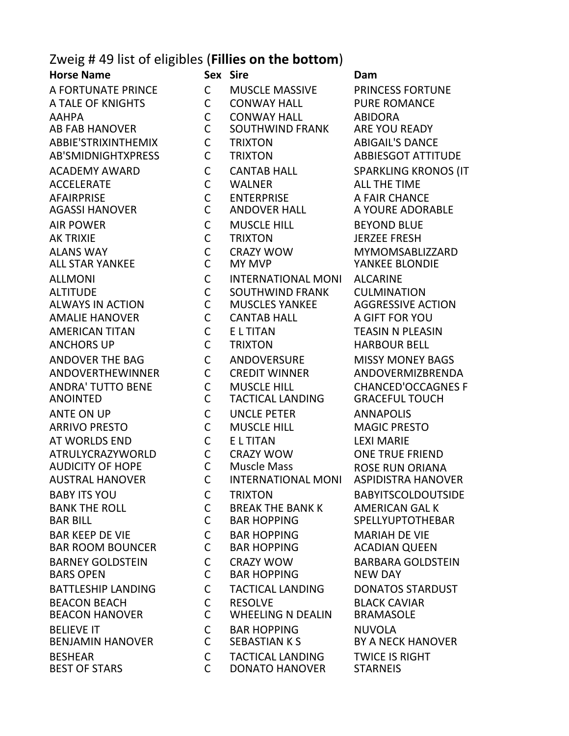Zweig # 49 list of eligibles (**Fillies on the bottom**)

| Horse Name | Sex | Sire | Dam |
|---|---|---|---|
| A FORTUNATE PRINCE | C | MUSCLE MASSIVE | PRINCESS FORTUNE |
| A TALE OF KNIGHTS | C | CONWAY HALL | PURE ROMANCE |
| AAHPA | C | CONWAY HALL | ABIDORA |
| AB FAB HANOVER | C | SOUTHWIND FRANK | ARE YOU READY |
| ABBIE'STRIXINTHEMIX | C | TRIXTON | ABIGAIL'S DANCE |
| AB'SMIDNIGHTXPRESS | C | TRIXTON | ABBIESGOT ATTITUDE |
| ACADEMY AWARD | C | CANTAB HALL | SPARKLING KRONOS (IT |
| ACCELERATE | C | WALNER | ALL THE TIME |
| AFAIRPRISE | C | ENTERPRISE | A FAIR CHANCE |
| AGASSI HANOVER | C | ANDOVER HALL | A YOURE ADORABLE |
| AIR POWER | C | MUSCLE HILL | BEYOND BLUE |
| AK TRIXIE | C | TRIXTON | JERZEE FRESH |
| ALANS WAY | C | CRAZY WOW | MYMOMSABLIZZARD |
| ALL STAR YANKEE | C | MY MVP | YANKEE BLONDIE |
| ALLMONI | C | INTERNATIONAL MONI | ALCARINE |
| ALTITUDE | C | SOUTHWIND FRANK | CULMINATION |
| ALWAYS IN ACTION | C | MUSCLES YANKEE | AGGRESSIVE ACTION |
| AMALIE HANOVER | C | CANTAB HALL | A GIFT FOR YOU |
| AMERICAN TITAN | C | E L TITAN | TEASIN N PLEASIN |
| ANCHORS UP | C | TRIXTON | HARBOUR BELL |
| ANDOVER THE BAG | C | ANDOVERSURE | MISSY MONEY BAGS |
| ANDOVERTHEWINNER | C | CREDIT WINNER | ANDOVERMIZBRENDA |
| ANDRA' TUTTO BENE | C | MUSCLE HILL | CHANCED'OCCAGNES F |
| ANOINTED | C | TACTICAL LANDING | GRACEFUL TOUCH |
| ANTE ON UP | C | UNCLE PETER | ANNAPOLIS |
| ARRIVO PRESTO | C | MUSCLE HILL | MAGIC PRESTO |
| AT WORLDS END | C | E L TITAN | LEXI MARIE |
| ATRULYCRAZYWORLD | C | CRAZY WOW | ONE TRUE FRIEND |
| AUDICITY OF HOPE | C | Muscle Mass | ROSE RUN ORIANA |
| AUSTRAL HANOVER | C | INTERNATIONAL MONI | ASPIDISTRA HANOVER |
| BABY ITS YOU | C | TRIXTON | BABYITSCOLDOUTSIDE |
| BANK THE ROLL | C | BREAK THE BANK K | AMERICAN GAL K |
| BAR BILL | C | BAR HOPPING | SPELLYUPTOTHEBAR |
| BAR KEEP DE VIE | C | BAR HOPPING | MARIAH DE VIE |
| BAR ROOM BOUNCER | C | BAR HOPPING | ACADIAN QUEEN |
| BARNEY GOLDSTEIN | C | CRAZY WOW | BARBARA GOLDSTEIN |
| BARS OPEN | C | BAR HOPPING | NEW DAY |
| BATTLESHIP LANDING | C | TACTICAL LANDING | DONATOS STARDUST |
| BEACON BEACH | C | RESOLVE | BLACK CAVIAR |
| BEACON HANOVER | C | WHEELING N DEALIN | BRAMASOLE |
| BELIEVE IT | C | BAR HOPPING | NUVOLA |
| BENJAMIN HANOVER | C | SEBASTIAN K S | BY A NECK HANOVER |
| BESHEAR | C | TACTICAL LANDING | TWICE IS RIGHT |
| BEST OF STARS | C | DONATO HANOVER | STARNEIS |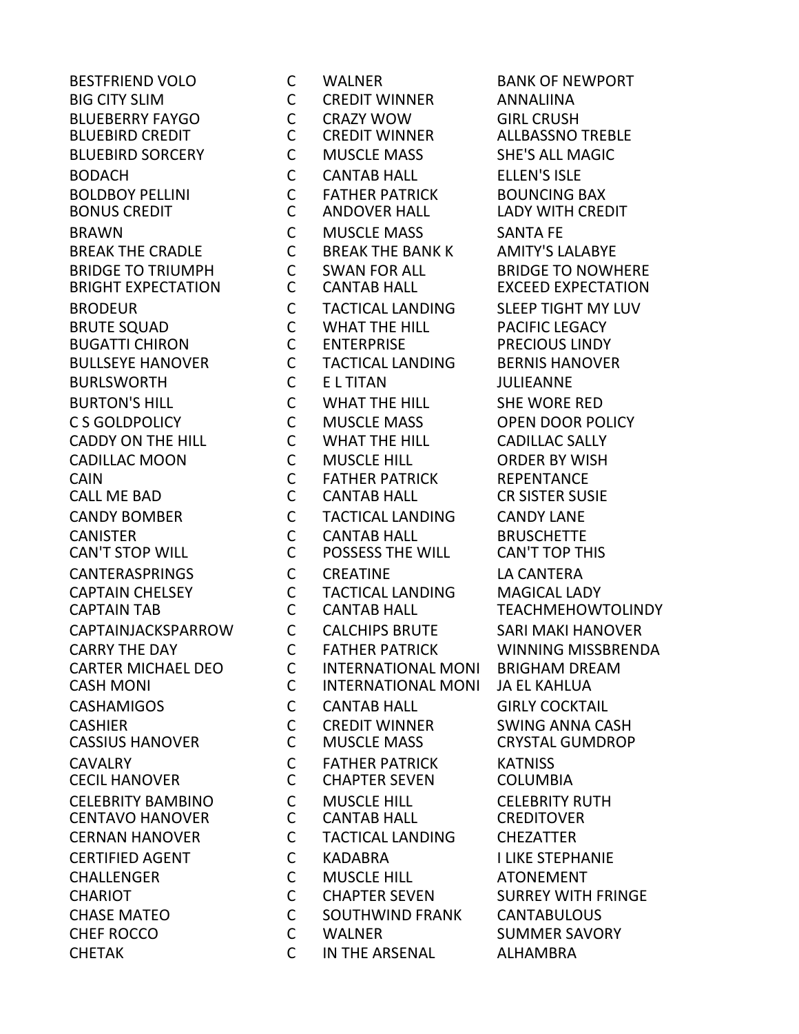| | | | |
|---|---|---|---|
| BESTFRIEND VOLO | C | WALNER | BANK OF NEWPORT |
| BIG CITY SLIM | C | CREDIT WINNER | ANNALIINA |
| BLUEBERRY FAYGO | C | CRAZY WOW | GIRL CRUSH |
| BLUEBIRD CREDIT | C | CREDIT WINNER | ALLBASSNO TREBLE |
| BLUEBIRD SORCERY | C | MUSCLE MASS | SHE'S ALL MAGIC |
| BODACH | C | CANTAB HALL | ELLEN'S ISLE |
| BOLDBOY PELLINI | C | FATHER PATRICK | BOUNCING BAX |
| BONUS CREDIT | C | ANDOVER HALL | LADY WITH CREDIT |
| BRAWN | C | MUSCLE MASS | SANTA FE |
| BREAK THE CRADLE | C | BREAK THE BANK K | AMITY'S LALABYE |
| BRIDGE TO TRIUMPH | C | SWAN FOR ALL | BRIDGE TO NOWHERE |
| BRIGHT EXPECTATION | C | CANTAB HALL | EXCEED EXPECTATION |
| BRODEUR | C | TACTICAL LANDING | SLEEP TIGHT MY LUV |
| BRUTE SQUAD | C | WHAT THE HILL | PACIFIC LEGACY |
| BUGATTI CHIRON | C | ENTERPRISE | PRECIOUS LINDY |
| BULLSEYE HANOVER | C | TACTICAL LANDING | BERNIS HANOVER |
| BURLSWORTH | C | E L TITAN | JULIEANNE |
| BURTON'S HILL | C | WHAT THE HILL | SHE WORE RED |
| C S GOLDPOLICY | C | MUSCLE MASS | OPEN DOOR POLICY |
| CADDY ON THE HILL | C | WHAT THE HILL | CADILLAC SALLY |
| CADILLAC MOON | C | MUSCLE HILL | ORDER BY WISH |
| CAIN | C | FATHER PATRICK | REPENTANCE |
| CALL ME BAD | C | CANTAB HALL | CR SISTER SUSIE |
| CANDY BOMBER | C | TACTICAL LANDING | CANDY LANE |
| CANISTER | C | CANTAB HALL | BRUSCHETTE |
| CAN'T STOP WILL | C | POSSESS THE WILL | CAN'T TOP THIS |
| CANTERASPRINGS | C | CREATINE | LA CANTERA |
| CAPTAIN CHELSEY | C | TACTICAL LANDING | MAGICAL LADY |
| CAPTAIN TAB | C | CANTAB HALL | TEACHMEHOWTOLINDY |
| CAPTAINJACKSPARROW | C | CALCHIPS BRUTE | SARI MAKI HANOVER |
| CARRY THE DAY | C | FATHER PATRICK | WINNING MISSBRENDA |
| CARTER MICHAEL DEO | C | INTERNATIONAL MONI | BRIGHAM DREAM |
| CASH MONI | C | INTERNATIONAL MONI | JA EL KAHLUA |
| CASHAMIGOS | C | CANTAB HALL | GIRLY COCKTAIL |
| CASHIER | C | CREDIT WINNER | SWING ANNA CASH |
| CASSIUS HANOVER | C | MUSCLE MASS | CRYSTAL GUMDROP |
| CAVALRY | C | FATHER PATRICK | KATNISS |
| CECIL HANOVER | C | CHAPTER SEVEN | COLUMBIA |
| CELEBRITY BAMBINO | C | MUSCLE HILL | CELEBRITY RUTH |
| CENTAVO HANOVER | C | CANTAB HALL | CREDITOVER |
| CERNAN HANOVER | C | TACTICAL LANDING | CHEZATTER |
| CERTIFIED AGENT | C | KADABRA | I LIKE STEPHANIE |
| CHALLENGER | C | MUSCLE HILL | ATONEMENT |
| CHARIOT | C | CHAPTER SEVEN | SURREY WITH FRINGE |
| CHASE MATEO | C | SOUTHWIND FRANK | CANTABULOUS |
| CHEF ROCCO | C | WALNER | SUMMER SAVORY |
| CHETAK | C | IN THE ARSENAL | ALHAMBRA |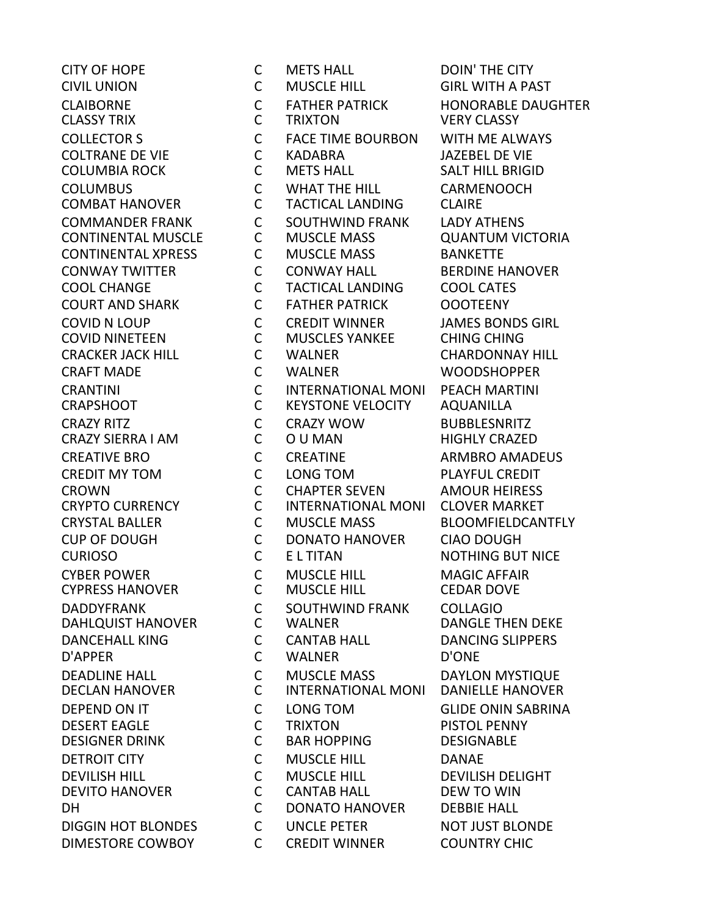| | | | |
|---|---|---|---|
| CITY OF HOPE | C | METS HALL | DOIN' THE CITY |
| CIVIL UNION | C | MUSCLE HILL | GIRL WITH A PAST |
| CLAIBORNE | C | FATHER PATRICK | HONORABLE DAUGHTER |
| CLASSY TRIX | C | TRIXTON | VERY CLASSY |
| COLLECTOR S | C | FACE TIME BOURBON | WITH ME ALWAYS |
| COLTRANE DE VIE | C | KADABRA | JAZEBEL DE VIE |
| COLUMBIA ROCK | C | METS HALL | SALT HILL BRIGID |
| COLUMBUS | C | WHAT THE HILL | CARMENOOCH |
| COMBAT HANOVER | C | TACTICAL LANDING | CLAIRE |
| COMMANDER FRANK | C | SOUTHWIND FRANK | LADY ATHENS |
| CONTINENTAL MUSCLE | C | MUSCLE MASS | QUANTUM VICTORIA |
| CONTINENTAL XPRESS | C | MUSCLE MASS | BANKETTE |
| CONWAY TWITTER | C | CONWAY HALL | BERDINE HANOVER |
| COOL CHANGE | C | TACTICAL LANDING | COOL CATES |
| COURT AND SHARK | C | FATHER PATRICK | OOOTEENY |
| COVID N LOUP | C | CREDIT WINNER | JAMES BONDS GIRL |
| COVID NINETEEN | C | MUSCLES YANKEE | CHING CHING |
| CRACKER JACK HILL | C | WALNER | CHARDONNAY HILL |
| CRAFT MADE | C | WALNER | WOODSHOPPER |
| CRANTINI | C | INTERNATIONAL MONI | PEACH MARTINI |
| CRAPSHOOT | C | KEYSTONE VELOCITY | AQUANILLA |
| CRAZY RITZ | C | CRAZY WOW | BUBBLESNRITZ |
| CRAZY SIERRA I AM | C | O U MAN | HIGHLY CRAZED |
| CREATIVE BRO | C | CREATINE | ARMBRO AMADEUS |
| CREDIT MY TOM | C | LONG TOM | PLAYFUL CREDIT |
| CROWN | C | CHAPTER SEVEN | AMOUR HEIRESS |
| CRYPTO CURRENCY | C | INTERNATIONAL MONI | CLOVER MARKET |
| CRYSTAL BALLER | C | MUSCLE MASS | BLOOMFIELDCANTFLY |
| CUP OF DOUGH | C | DONATO HANOVER | CIAO DOUGH |
| CURIOSO | C | E L TITAN | NOTHING BUT NICE |
| CYBER POWER | C | MUSCLE HILL | MAGIC AFFAIR |
| CYPRESS HANOVER | C | MUSCLE HILL | CEDAR DOVE |
| DADDYFRANK | C | SOUTHWIND FRANK | COLLAGIO |
| DAHLQUIST HANOVER | C | WALNER | DANGLE THEN DEKE |
| DANCEHALL KING | C | CANTAB HALL | DANCING SLIPPERS |
| D'APPER | C | WALNER | D'ONE |
| DEADLINE HALL | C | MUSCLE MASS | DAYLON MYSTIQUE |
| DECLAN HANOVER | C | INTERNATIONAL MONI | DANIELLE HANOVER |
| DEPEND ON IT | C | LONG TOM | GLIDE ONIN SABRINA |
| DESERT EAGLE | C | TRIXTON | PISTOL PENNY |
| DESIGNER DRINK | C | BAR HOPPING | DESIGNABLE |
| DETROIT CITY | C | MUSCLE HILL | DANAE |
| DEVILISH HILL | C | MUSCLE HILL | DEVILISH DELIGHT |
| DEVITO HANOVER | C | CANTAB HALL | DEW TO WIN |
| DH | C | DONATO HANOVER | DEBBIE HALL |
| DIGGIN HOT BLONDES | C | UNCLE PETER | NOT JUST BLONDE |
| DIMESTORE COWBOY | C | CREDIT WINNER | COUNTRY CHIC |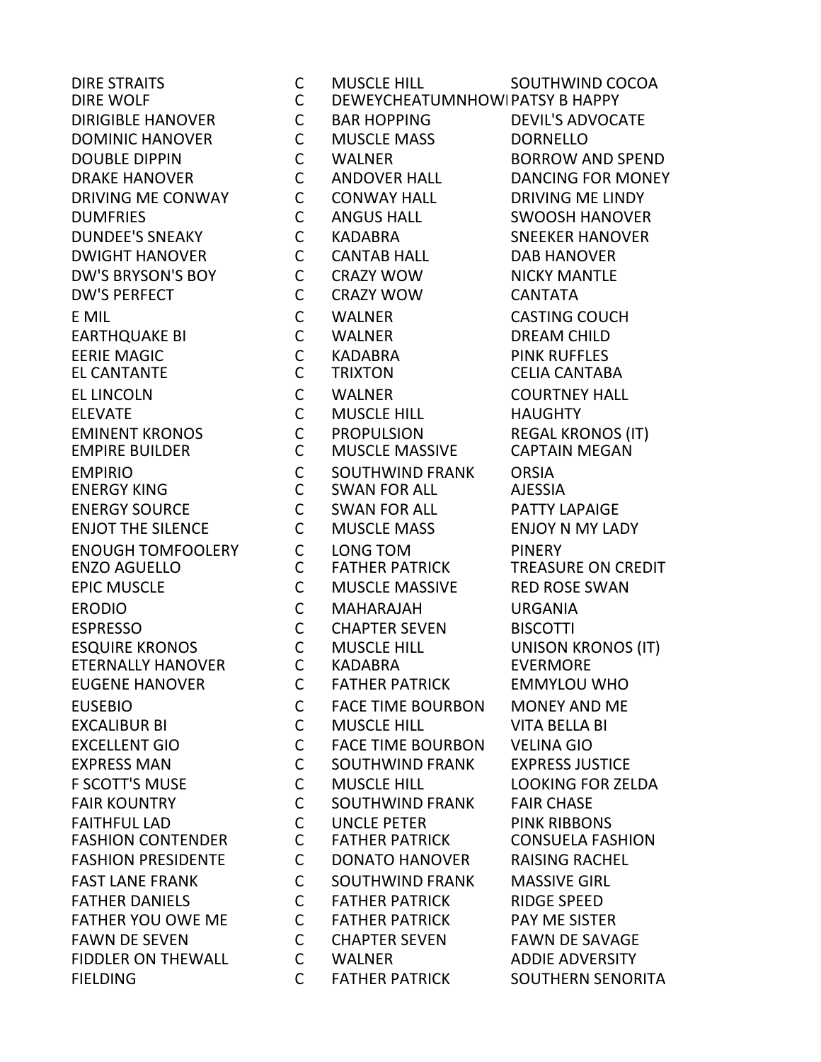| | | | |
|---|---|---|---|
| DIRE STRAITS | C | MUSCLE HILL | SOUTHWIND COCOA |
| DIRE WOLF | C | DEWEYCHEATUMNHOWI | PATSY B HAPPY |
| DIRIGIBLE HANOVER | C | BAR HOPPING | DEVIL'S ADVOCATE |
| DOMINIC HANOVER | C | MUSCLE MASS | DORNELLO |
| DOUBLE DIPPIN | C | WALNER | BORROW AND SPEND |
| DRAKE HANOVER | C | ANDOVER HALL | DANCING FOR MONEY |
| DRIVING ME CONWAY | C | CONWAY HALL | DRIVING ME LINDY |
| DUMFRIES | C | ANGUS HALL | SWOOSH HANOVER |
| DUNDEE'S SNEAKY | C | KADABRA | SNEEKER HANOVER |
| DWIGHT HANOVER | C | CANTAB HALL | DAB HANOVER |
| DW'S BRYSON'S BOY | C | CRAZY WOW | NICKY MANTLE |
| DW'S PERFECT | C | CRAZY WOW | CANTATA |
| E MIL | C | WALNER | CASTING COUCH |
| EARTHQUAKE BI | C | WALNER | DREAM CHILD |
| EERIE MAGIC | C | KADABRA | PINK RUFFLES |
| EL CANTANTE | C | TRIXTON | CELIA CANTABA |
| EL LINCOLN | C | WALNER | COURTNEY HALL |
| ELEVATE | C | MUSCLE HILL | HAUGHTY |
| EMINENT KRONOS | C | PROPULSION | REGAL KRONOS (IT) |
| EMPIRE BUILDER | C | MUSCLE MASSIVE | CAPTAIN MEGAN |
| EMPIRIO | C | SOUTHWIND FRANK | ORSIA |
| ENERGY KING | C | SWAN FOR ALL | AJESSIA |
| ENERGY SOURCE | C | SWAN FOR ALL | PATTY LAPAIGE |
| ENJOT THE SILENCE | C | MUSCLE MASS | ENJOY N MY LADY |
| ENOUGH TOMFOOLERY | C | LONG TOM | PINERY |
| ENZO AGUELLO | C | FATHER PATRICK | TREASURE ON CREDIT |
| EPIC MUSCLE | C | MUSCLE MASSIVE | RED ROSE SWAN |
| ERODIO | C | MAHARAJAH | URGANIA |
| ESPRESSO | C | CHAPTER SEVEN | BISCOTTI |
| ESQUIRE KRONOS | C | MUSCLE HILL | UNISON KRONOS (IT) |
| ETERNALLY HANOVER | C | KADABRA | EVERMORE |
| EUGENE HANOVER | C | FATHER PATRICK | EMMYLOU WHO |
| EUSEBIO | C | FACE TIME BOURBON | MONEY AND ME |
| EXCALIBUR BI | C | MUSCLE HILL | VITA BELLA BI |
| EXCELLENT GIO | C | FACE TIME BOURBON | VELINA GIO |
| EXPRESS MAN | C | SOUTHWIND FRANK | EXPRESS JUSTICE |
| F SCOTT'S MUSE | C | MUSCLE HILL | LOOKING FOR ZELDA |
| FAIR KOUNTRY | C | SOUTHWIND FRANK | FAIR CHASE |
| FAITHFUL LAD | C | UNCLE PETER | PINK RIBBONS |
| FASHION CONTENDER | C | FATHER PATRICK | CONSUELA FASHION |
| FASHION PRESIDENTE | C | DONATO HANOVER | RAISING RACHEL |
| FAST LANE FRANK | C | SOUTHWIND FRANK | MASSIVE GIRL |
| FATHER DANIELS | C | FATHER PATRICK | RIDGE SPEED |
| FATHER YOU OWE ME | C | FATHER PATRICK | PAY ME SISTER |
| FAWN DE SEVEN | C | CHAPTER SEVEN | FAWN DE SAVAGE |
| FIDDLER ON THEWALL | C | WALNER | ADDIE ADVERSITY |
| FIELDING | C | FATHER PATRICK | SOUTHERN SENORITA |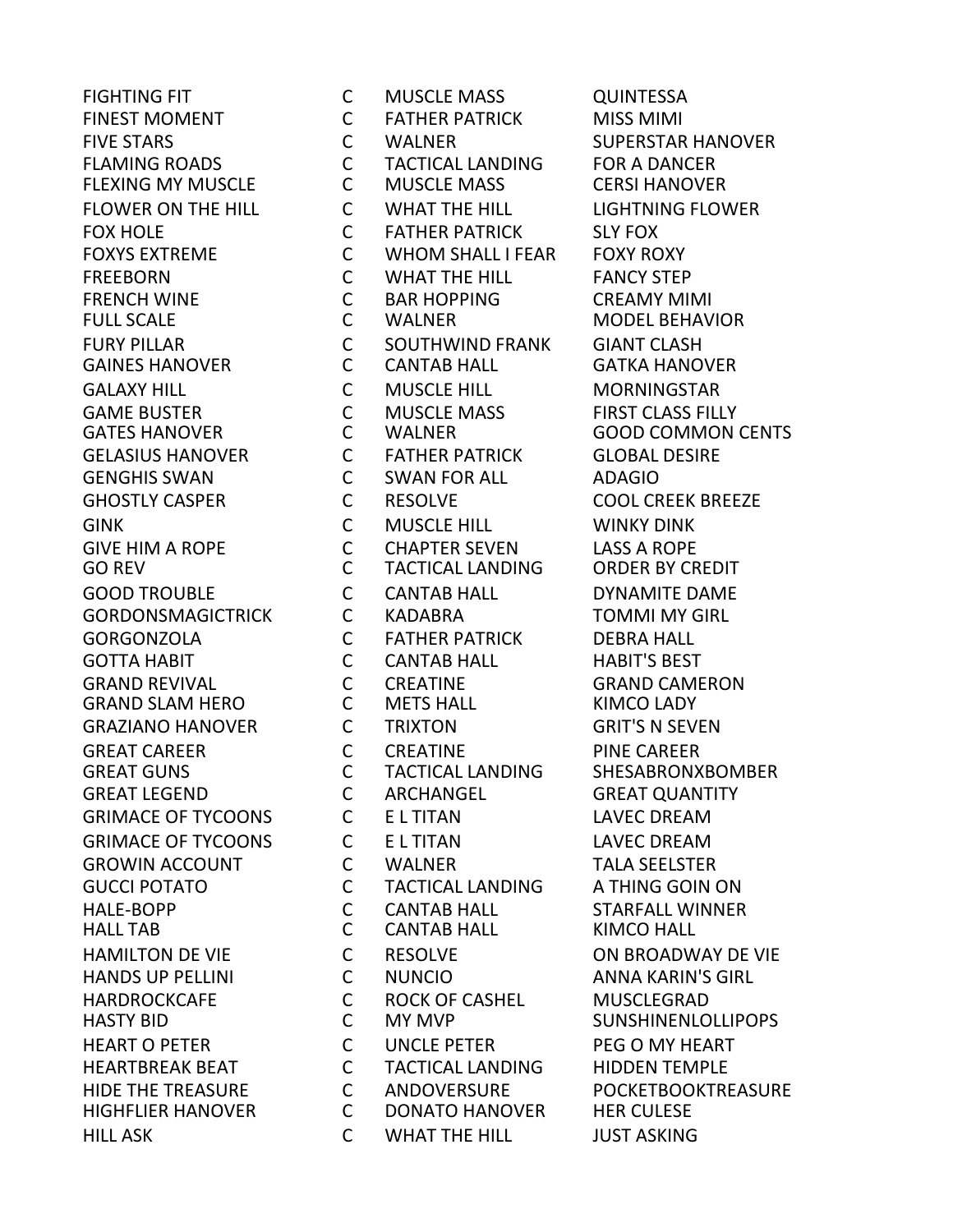| | | | |
|---|---|---|---|
| FIGHTING FIT | C | MUSCLE MASS | QUINTESSA |
| FINEST MOMENT | C | FATHER PATRICK | MISS MIMI |
| FIVE STARS | C | WALNER | SUPERSTAR HANOVER |
| FLAMING ROADS | C | TACTICAL LANDING | FOR A DANCER |
| FLEXING MY MUSCLE | C | MUSCLE MASS | CERSI HANOVER |
| FLOWER ON THE HILL | C | WHAT THE HILL | LIGHTNING FLOWER |
| FOX HOLE | C | FATHER PATRICK | SLY FOX |
| FOXYS EXTREME | C | WHOM SHALL I FEAR | FOXY ROXY |
| FREEBORN | C | WHAT THE HILL | FANCY STEP |
| FRENCH WINE | C | BAR HOPPING | CREAMY MIMI |
| FULL SCALE | C | WALNER | MODEL BEHAVIOR |
| FURY PILLAR | C | SOUTHWIND FRANK | GIANT CLASH |
| GAINES HANOVER | C | CANTAB HALL | GATKA HANOVER |
| GALAXY HILL | C | MUSCLE HILL | MORNINGSTAR |
| GAME BUSTER | C | MUSCLE MASS | FIRST CLASS FILLY |
| GATES HANOVER | C | WALNER | GOOD COMMON CENTS |
| GELASIUS HANOVER | C | FATHER PATRICK | GLOBAL DESIRE |
| GENGHIS SWAN | C | SWAN FOR ALL | ADAGIO |
| GHOSTLY CASPER | C | RESOLVE | COOL CREEK BREEZE |
| GINK | C | MUSCLE HILL | WINKY DINK |
| GIVE HIM A ROPE | C | CHAPTER SEVEN | LASS A ROPE |
| GO REV | C | TACTICAL LANDING | ORDER BY CREDIT |
| GOOD TROUBLE | C | CANTAB HALL | DYNAMITE DAME |
| GORDONSMAGICTRICK | C | KADABRA | TOMMI MY GIRL |
| GORGONZOLA | C | FATHER PATRICK | DEBRA HALL |
| GOTTA HABIT | C | CANTAB HALL | HABIT'S BEST |
| GRAND REVIVAL | C | CREATINE | GRAND CAMERON |
| GRAND SLAM HERO | C | METS HALL | KIMCO LADY |
| GRAZIANO HANOVER | C | TRIXTON | GRIT'S N SEVEN |
| GREAT CAREER | C | CREATINE | PINE CAREER |
| GREAT GUNS | C | TACTICAL LANDING | SHESABRONXBOMBER |
| GREAT LEGEND | C | ARCHANGEL | GREAT QUANTITY |
| GRIMACE OF TYCOONS | C | E L TITAN | LAVEC DREAM |
| GRIMACE OF TYCOONS | C | E L TITAN | LAVEC DREAM |
| GROWIN ACCOUNT | C | WALNER | TALA SEELSTER |
| GUCCI POTATO | C | TACTICAL LANDING | A THING GOIN ON |
| HALE-BOPP | C | CANTAB HALL | STARFALL WINNER |
| HALL TAB | C | CANTAB HALL | KIMCO HALL |
| HAMILTON DE VIE | C | RESOLVE | ON BROADWAY DE VIE |
| HANDS UP PELLINI | C | NUNCIO | ANNA KARIN'S GIRL |
| HARDROCKCAFE | C | ROCK OF CASHEL | MUSCLEGRAD |
| HASTY BID | C | MY MVP | SUNSHINENLOLLIPOPS |
| HEART O PETER | C | UNCLE PETER | PEG O MY HEART |
| HEARTBREAK BEAT | C | TACTICAL LANDING | HIDDEN TEMPLE |
| HIDE THE TREASURE | C | ANDOVERSURE | POCKETBOOKTREASURE |
| HIGHFLIER HANOVER | C | DONATO HANOVER | HER CULESE |
| HILL ASK | C | WHAT THE HILL | JUST ASKING |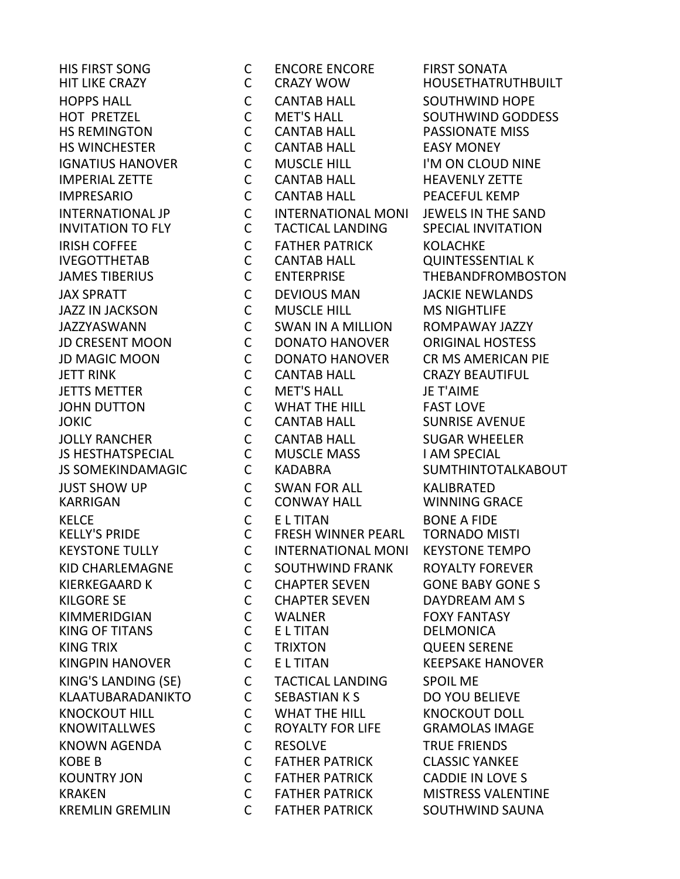| | | | |
|---|---|---|---|
| HIS FIRST SONG | C | ENCORE ENCORE | FIRST SONATA |
| HIT LIKE CRAZY | C | CRAZY WOW | HOUSETHATRUTHBUILT |
| HOPPS HALL | C | CANTAB HALL | SOUTHWIND HOPE |
| HOT PRETZEL | C | MET'S HALL | SOUTHWIND GODDESS |
| HS REMINGTON | C | CANTAB HALL | PASSIONATE MISS |
| HS WINCHESTER | C | CANTAB HALL | EASY MONEY |
| IGNATIUS HANOVER | C | MUSCLE HILL | I'M ON CLOUD NINE |
| IMPERIAL ZETTE | C | CANTAB HALL | HEAVENLY ZETTE |
| IMPRESARIO | C | CANTAB HALL | PEACEFUL KEMP |
| INTERNATIONAL JP | C | INTERNATIONAL MONI | JEWELS IN THE SAND |
| INVITATION TO FLY | C | TACTICAL LANDING | SPECIAL INVITATION |
| IRISH COFFEE | C | FATHER PATRICK | KOLACHKE |
| IVEGOTTHETAB | C | CANTAB HALL | QUINTESSENTIAL K |
| JAMES TIBERIUS | C | ENTERPRISE | THEBANDFROMBOSTON |
| JAX SPRATT | C | DEVIOUS MAN | JACKIE NEWLANDS |
| JAZZ IN JACKSON | C | MUSCLE HILL | MS NIGHTLIFE |
| JAZZYASWANN | C | SWAN IN A MILLION | ROMPAWAY JAZZY |
| JD CRESENT MOON | C | DONATO HANOVER | ORIGINAL HOSTESS |
| JD MAGIC MOON | C | DONATO HANOVER | CR MS AMERICAN PIE |
| JETT RINK | C | CANTAB HALL | CRAZY BEAUTIFUL |
| JETTS METTER | C | MET'S HALL | JE T'AIME |
| JOHN DUTTON | C | WHAT THE HILL | FAST LOVE |
| JOKIC | C | CANTAB HALL | SUNRISE AVENUE |
| JOLLY RANCHER | C | CANTAB HALL | SUGAR WHEELER |
| JS HESTHATSPECIAL | C | MUSCLE MASS | I AM SPECIAL |
| JS SOMEKINDAMAGIC | C | KADABRA | SUMTHINTOTALKABOUT |
| JUST SHOW UP | C | SWAN FOR ALL | KALIBRATED |
| KARRIGAN | C | CONWAY HALL | WINNING GRACE |
| KELCE | C | E L TITAN | BONE A FIDE |
| KELLY'S PRIDE | C | FRESH WINNER PEARL | TORNADO MISTI |
| KEYSTONE TULLY | C | INTERNATIONAL MONI | KEYSTONE TEMPO |
| KID CHARLEMAGNE | C | SOUTHWIND FRANK | ROYALTY FOREVER |
| KIERKEGAARD K | C | CHAPTER SEVEN | GONE BABY GONE S |
| KILGORE SE | C | CHAPTER SEVEN | DAYDREAM AM S |
| KIMMERIDGIAN | C | WALNER | FOXY FANTASY |
| KING OF TITANS | C | E L TITAN | DELMONICA |
| KING TRIX | C | TRIXTON | QUEEN SERENE |
| KINGPIN HANOVER | C | E L TITAN | KEEPSAKE HANOVER |
| KING'S LANDING (SE) | C | TACTICAL LANDING | SPOIL ME |
| KLAATUBARADANIKTO | C | SEBASTIAN K S | DO YOU BELIEVE |
| KNOCKOUT HILL | C | WHAT THE HILL | KNOCKOUT DOLL |
| KNOWITALLWES | C | ROYALTY FOR LIFE | GRAMOLAS IMAGE |
| KNOWN AGENDA | C | RESOLVE | TRUE FRIENDS |
| KOBE B | C | FATHER PATRICK | CLASSIC YANKEE |
| KOUNTRY JON | C | FATHER PATRICK | CADDIE IN LOVE S |
| KRAKEN | C | FATHER PATRICK | MISTRESS VALENTINE |
| KREMLIN GREMLIN | C | FATHER PATRICK | SOUTHWIND SAUNA |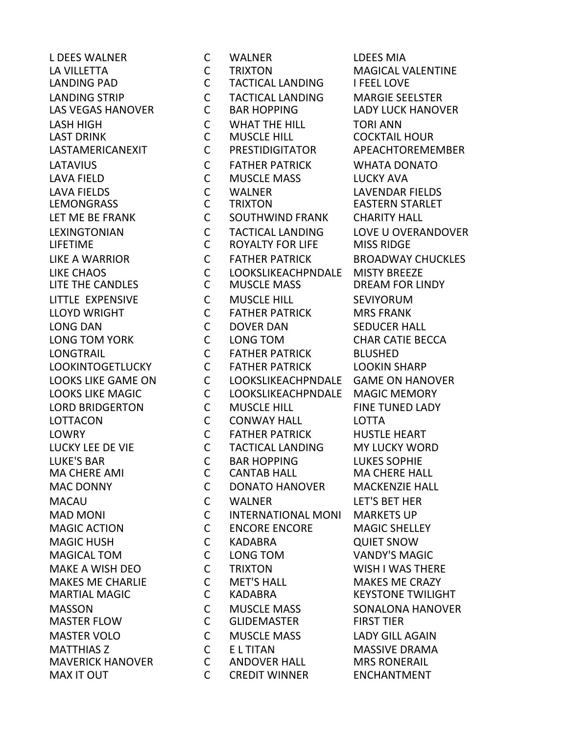| | | | |
|---|---|---|---|
| L DEES WALNER | C | WALNER | LDEES MIA |
| LA VILLETTA | C | TRIXTON | MAGICAL VALENTINE |
| LANDING PAD | C | TACTICAL LANDING | I FEEL LOVE |
| LANDING STRIP | C | TACTICAL LANDING | MARGIE SEELSTER |
| LAS VEGAS HANOVER | C | BAR HOPPING | LADY LUCK HANOVER |
| LASH HIGH | C | WHAT THE HILL | TORI ANN |
| LAST DRINK | C | MUSCLE HILL | COCKTAIL HOUR |
| LASTAMERICANEXIT | C | PRESTIDIGITATOR | APEACHTOREMEMBER |
| LATAVIUS | C | FATHER PATRICK | WHATA DONATO |
| LAVA FIELD | C | MUSCLE MASS | LUCKY AVA |
| LAVA FIELDS | C | WALNER | LAVENDAR FIELDS |
| LEMONGRASS | C | TRIXTON | EASTERN STARLET |
| LET ME BE FRANK | C | SOUTHWIND FRANK | CHARITY HALL |
| LEXINGTONIAN | C | TACTICAL LANDING | LOVE U OVERANDOVER |
| LIFETIME | C | ROYALTY FOR LIFE | MISS RIDGE |
| LIKE A WARRIOR | C | FATHER PATRICK | BROADWAY CHUCKLES |
| LIKE CHAOS | C | LOOKSLIKEACHPNDALE | MISTY BREEZE |
| LITE THE CANDLES | C | MUSCLE MASS | DREAM FOR LINDY |
| LITTLE  EXPENSIVE | C | MUSCLE HILL | SEVIYORUM |
| LLOYD WRIGHT | C | FATHER PATRICK | MRS FRANK |
| LONG DAN | C | DOVER DAN | SEDUCER HALL |
| LONG TOM YORK | C | LONG TOM | CHAR CATIE BECCA |
| LONGTRAIL | C | FATHER PATRICK | BLUSHED |
| LOOKINTOGETLUCKY | C | FATHER PATRICK | LOOKIN SHARP |
| LOOKS LIKE GAME ON | C | LOOKSLIKEACHPNDALE | GAME ON HANOVER |
| LOOKS LIKE MAGIC | C | LOOKSLIKEACHPNDALE | MAGIC MEMORY |
| LORD BRIDGERTON | C | MUSCLE HILL | FINE TUNED LADY |
| LOTTACON | C | CONWAY HALL | LOTTA |
| LOWRY | C | FATHER PATRICK | HUSTLE HEART |
| LUCKY LEE DE VIE | C | TACTICAL LANDING | MY LUCKY WORD |
| LUKE'S BAR | C | BAR HOPPING | LUKES SOPHIE |
| MA CHERE AMI | C | CANTAB HALL | MA CHERE HALL |
| MAC DONNY | C | DONATO HANOVER | MACKENZIE HALL |
| MACAU | C | WALNER | LET'S BET HER |
| MAD MONI | C | INTERNATIONAL MONI | MARKETS UP |
| MAGIC ACTION | C | ENCORE ENCORE | MAGIC SHELLEY |
| MAGIC HUSH | C | KADABRA | QUIET SNOW |
| MAGICAL TOM | C | LONG TOM | VANDY'S MAGIC |
| MAKE A WISH DEO | C | TRIXTON | WISH I WAS THERE |
| MAKES ME CHARLIE | C | MET'S HALL | MAKES ME CRAZY |
| MARTIAL MAGIC | C | KADABRA | KEYSTONE TWILIGHT |
| MASSON | C | MUSCLE MASS | SONALONA HANOVER |
| MASTER FLOW | C | GLIDEMASTER | FIRST TIER |
| MASTER VOLO | C | MUSCLE MASS | LADY GILL AGAIN |
| MATTHIAS Z | C | E L TITAN | MASSIVE DRAMA |
| MAVERICK HANOVER | C | ANDOVER HALL | MRS RONERAIL |
| MAX IT OUT | C | CREDIT WINNER | ENCHANTMENT |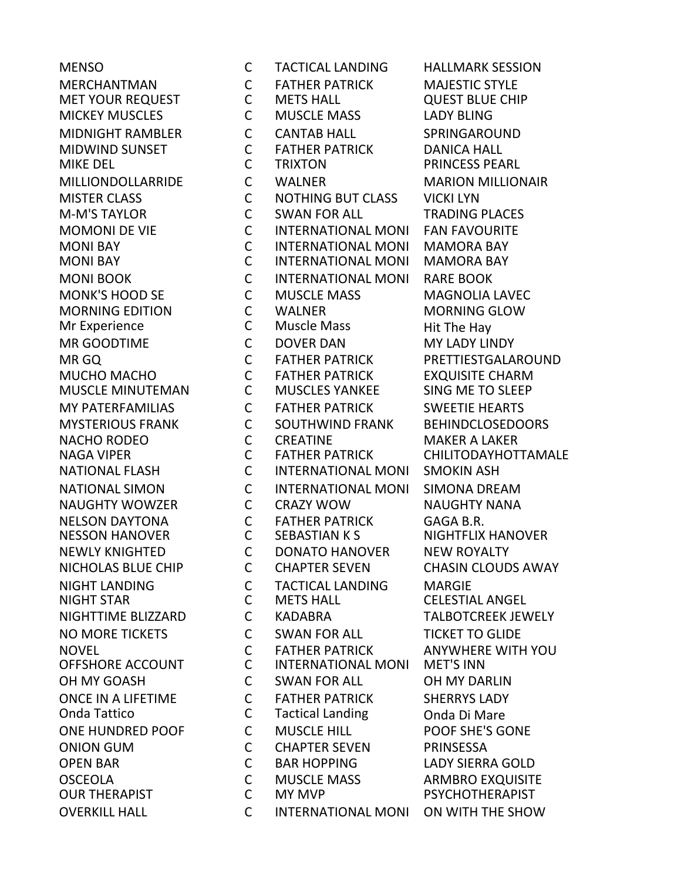| | | | |
|---|---|---|---|
| MENSO | C | TACTICAL LANDING | HALLMARK SESSION |
| MERCHANTMAN | C | FATHER PATRICK | MAJESTIC STYLE |
| MET YOUR REQUEST | C | METS HALL | QUEST BLUE CHIP |
| MICKEY MUSCLES | C | MUSCLE MASS | LADY BLING |
| MIDNIGHT RAMBLER | C | CANTAB HALL | SPRINGAROUND |
| MIDWIND SUNSET | C | FATHER PATRICK | DANICA HALL |
| MIKE DEL | C | TRIXTON | PRINCESS PEARL |
| MILLIONDOLLARRIDE | C | WALNER | MARION MILLIONAIR |
| MISTER CLASS | C | NOTHING BUT CLASS | VICKI LYN |
| M-M'S TAYLOR | C | SWAN FOR ALL | TRADING PLACES |
| MOMONI DE VIE | C | INTERNATIONAL MONI | FAN FAVOURITE |
| MONI BAY | C | INTERNATIONAL MONI | MAMORA BAY |
| MONI BAY | C | INTERNATIONAL MONI | MAMORA BAY |
| MONI BOOK | C | INTERNATIONAL MONI | RARE BOOK |
| MONK'S HOOD SE | C | MUSCLE MASS | MAGNOLIA LAVEC |
| MORNING EDITION | C | WALNER | MORNING GLOW |
| Mr Experience | C | Muscle Mass | Hit The Hay |
| MR GOODTIME | C | DOVER DAN | MY LADY LINDY |
| MR GQ | C | FATHER PATRICK | PRETTIESTGALAROUND |
| MUCHO MACHO | C | FATHER PATRICK | EXQUISITE CHARM |
| MUSCLE MINUTEMAN | C | MUSCLES YANKEE | SING ME TO SLEEP |
| MY PATERFAMILIAS | C | FATHER PATRICK | SWEETIE HEARTS |
| MYSTERIOUS FRANK | C | SOUTHWIND FRANK | BEHINDCLOSEDOORS |
| NACHO RODEO | C | CREATINE | MAKER A LAKER |
| NAGA VIPER | C | FATHER PATRICK | CHILITODAYHOTTAMALE |
| NATIONAL FLASH | C | INTERNATIONAL MONI | SMOKIN ASH |
| NATIONAL SIMON | C | INTERNATIONAL MONI | SIMONA DREAM |
| NAUGHTY WOWZER | C | CRAZY WOW | NAUGHTY NANA |
| NELSON DAYTONA | C | FATHER PATRICK | GAGA B.R. |
| NESSON HANOVER | C | SEBASTIAN K S | NIGHTFLIX HANOVER |
| NEWLY KNIGHTED | C | DONATO HANOVER | NEW ROYALTY |
| NICHOLAS BLUE CHIP | C | CHAPTER SEVEN | CHASIN CLOUDS AWAY |
| NIGHT LANDING | C | TACTICAL LANDING | MARGIE |
| NIGHT STAR | C | METS HALL | CELESTIAL ANGEL |
| NIGHTTIME BLIZZARD | C | KADABRA | TALBOTCREEK JEWELY |
| NO MORE TICKETS | C | SWAN FOR ALL | TICKET TO GLIDE |
| NOVEL | C | FATHER PATRICK | ANYWHERE WITH YOU |
| OFFSHORE ACCOUNT | C | INTERNATIONAL MONI | MET'S INN |
| OH MY GOASH | C | SWAN FOR ALL | OH MY DARLIN |
| ONCE IN A LIFETIME | C | FATHER PATRICK | SHERRYS LADY |
| Onda Tattico | C | Tactical Landing | Onda Di Mare |
| ONE HUNDRED POOF | C | MUSCLE HILL | POOF SHE'S GONE |
| ONION GUM | C | CHAPTER SEVEN | PRINSESSA |
| OPEN BAR | C | BAR HOPPING | LADY SIERRA GOLD |
| OSCEOLA | C | MUSCLE MASS | ARMBRO EXQUISITE |
| OUR THERAPIST | C | MY MVP | PSYCHOTHERAPIST |
| OVERKILL HALL | C | INTERNATIONAL MONI | ON WITH THE SHOW |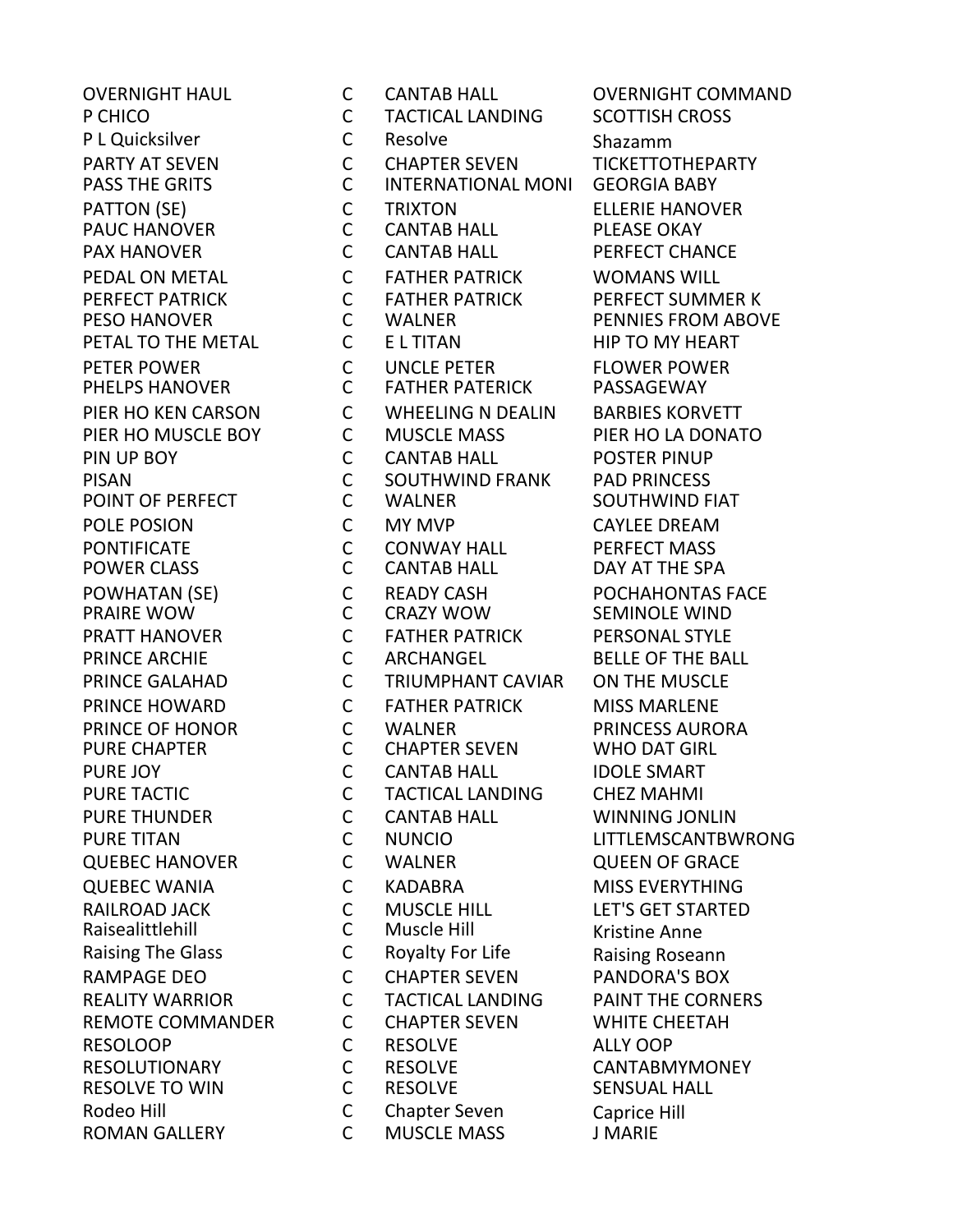| | | | |
|---|---|---|---|
| OVERNIGHT HAUL | C | CANTAB HALL | OVERNIGHT COMMAND |
| P CHICO | C | TACTICAL LANDING | SCOTTISH CROSS |
| P L Quicksilver | C | Resolve | Shazamm |
| PARTY AT SEVEN | C | CHAPTER SEVEN | TICKETTOTHEPARTY |
| PASS THE GRITS | C | INTERNATIONAL MONI | GEORGIA BABY |
| PATTON (SE) | C | TRIXTON | ELLERIE HANOVER |
| PAUC HANOVER | C | CANTAB HALL | PLEASE OKAY |
| PAX HANOVER | C | CANTAB HALL | PERFECT CHANCE |
| PEDAL ON METAL | C | FATHER PATRICK | WOMANS WILL |
| PERFECT PATRICK | C | FATHER PATRICK | PERFECT SUMMER K |
| PESO HANOVER | C | WALNER | PENNIES FROM ABOVE |
| PETAL TO THE METAL | C | E L TITAN | HIP TO MY HEART |
| PETER POWER | C | UNCLE PETER | FLOWER POWER |
| PHELPS HANOVER | C | FATHER PATERICK | PASSAGEWAY |
| PIER HO KEN CARSON | C | WHEELING N DEALIN | BARBIES KORVETT |
| PIER HO MUSCLE BOY | C | MUSCLE MASS | PIER HO LA DONATO |
| PIN UP BOY | C | CANTAB HALL | POSTER PINUP |
| PISAN | C | SOUTHWIND FRANK | PAD PRINCESS |
| POINT OF PERFECT | C | WALNER | SOUTHWIND FIAT |
| POLE POSION | C | MY MVP | CAYLEE DREAM |
| PONTIFICATE | C | CONWAY HALL | PERFECT MASS |
| POWER CLASS | C | CANTAB HALL | DAY AT THE SPA |
| POWHATAN (SE) | C | READY CASH | POCHAHONTAS FACE |
| PRAIRE WOW | C | CRAZY WOW | SEMINOLE WIND |
| PRATT HANOVER | C | FATHER PATRICK | PERSONAL STYLE |
| PRINCE ARCHIE | C | ARCHANGEL | BELLE OF THE BALL |
| PRINCE GALAHAD | C | TRIUMPHANT CAVIAR | ON THE MUSCLE |
| PRINCE HOWARD | C | FATHER PATRICK | MISS MARLENE |
| PRINCE OF HONOR | C | WALNER | PRINCESS AURORA |
| PURE CHAPTER | C | CHAPTER SEVEN | WHO DAT GIRL |
| PURE JOY | C | CANTAB HALL | IDOLE SMART |
| PURE TACTIC | C | TACTICAL LANDING | CHEZ MAHMI |
| PURE THUNDER | C | CANTAB HALL | WINNING JONLIN |
| PURE TITAN | C | NUNCIO | LITTLEMSCANTBWRONG |
| QUEBEC HANOVER | C | WALNER | QUEEN OF GRACE |
| QUEBEC WANIA | C | KADABRA | MISS EVERYTHING |
| RAILROAD JACK | C | MUSCLE HILL | LET'S GET STARTED |
| Raisealittlehill | C | Muscle Hill | Kristine Anne |
| Raising The Glass | C | Royalty For Life | Raising Roseann |
| RAMPAGE DEO | C | CHAPTER SEVEN | PANDORA'S BOX |
| REALITY WARRIOR | C | TACTICAL LANDING | PAINT THE CORNERS |
| REMOTE COMMANDER | C | CHAPTER SEVEN | WHITE CHEETAH |
| RESOLOOP | C | RESOLVE | ALLY OOP |
| RESOLUTIONARY | C | RESOLVE | CANTABMYMONEY |
| RESOLVE TO WIN | C | RESOLVE | SENSUAL HALL |
| Rodeo Hill | C | Chapter Seven | Caprice Hill |
| ROMAN GALLERY | C | MUSCLE MASS | J MARIE |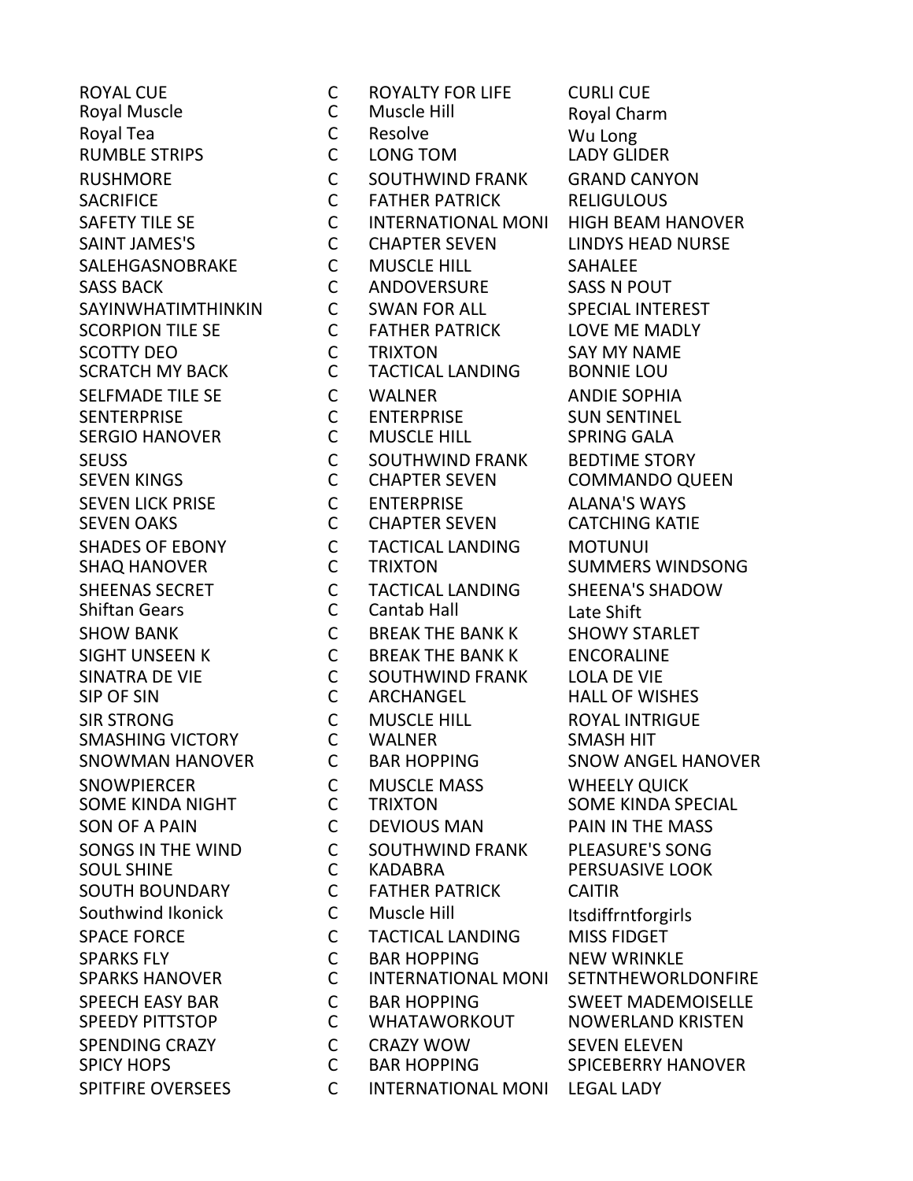| | | | |
|---|---|---|---|
| ROYAL CUE | C | ROYALTY FOR LIFE | CURLI CUE |
| Royal Muscle | C | Muscle Hill | Royal Charm |
| Royal Tea | C | Resolve | Wu Long |
| RUMBLE STRIPS | C | LONG TOM | LADY GLIDER |
| RUSHMORE | C | SOUTHWIND FRANK | GRAND CANYON |
| SACRIFICE | C | FATHER PATRICK | RELIGULOUS |
| SAFETY TILE SE | C | INTERNATIONAL MONI | HIGH BEAM HANOVER |
| SAINT JAMES'S | C | CHAPTER SEVEN | LINDYS HEAD NURSE |
| SALEHGASNOBRAKE | C | MUSCLE HILL | SAHALEE |
| SASS BACK | C | ANDOVERSURE | SASS N POUT |
| SAYINWHATIMTHINKIN | C | SWAN FOR ALL | SPECIAL INTEREST |
| SCORPION TILE SE | C | FATHER PATRICK | LOVE ME MADLY |
| SCOTTY DEO | C | TRIXTON | SAY MY NAME |
| SCRATCH MY BACK | C | TACTICAL LANDING | BONNIE LOU |
| SELFMADE TILE SE | C | WALNER | ANDIE SOPHIA |
| SENTERPRISE | C | ENTERPRISE | SUN SENTINEL |
| SERGIO HANOVER | C | MUSCLE HILL | SPRING GALA |
| SEUSS | C | SOUTHWIND FRANK | BEDTIME STORY |
| SEVEN KINGS | C | CHAPTER SEVEN | COMMANDO QUEEN |
| SEVEN LICK PRISE | C | ENTERPRISE | ALANA'S WAYS |
| SEVEN OAKS | C | CHAPTER SEVEN | CATCHING KATIE |
| SHADES OF EBONY | C | TACTICAL LANDING | MOTUNUI |
| SHAQ HANOVER | C | TRIXTON | SUMMERS WINDSONG |
| SHEENAS SECRET | C | TACTICAL LANDING | SHEENA'S SHADOW |
| Shiftan Gears | C | Cantab Hall | Late Shift |
| SHOW BANK | C | BREAK THE BANK K | SHOWY STARLET |
| SIGHT UNSEEN K | C | BREAK THE BANK K | ENCORALINE |
| SINATRA DE VIE | C | SOUTHWIND FRANK | LOLA DE VIE |
| SIP OF SIN | C | ARCHANGEL | HALL OF WISHES |
| SIR STRONG | C | MUSCLE HILL | ROYAL INTRIGUE |
| SMASHING VICTORY | C | WALNER | SMASH HIT |
| SNOWMAN HANOVER | C | BAR HOPPING | SNOW ANGEL HANOVER |
| SNOWPIERCER | C | MUSCLE MASS | WHEELY QUICK |
| SOME KINDA NIGHT | C | TRIXTON | SOME KINDA SPECIAL |
| SON OF A PAIN | C | DEVIOUS MAN | PAIN IN THE MASS |
| SONGS IN THE WIND | C | SOUTHWIND FRANK | PLEASURE'S SONG |
| SOUL SHINE | C | KADABRA | PERSUASIVE LOOK |
| SOUTH BOUNDARY | C | FATHER PATRICK | CAITIR |
| Southwind Ikonick | C | Muscle Hill | Itsdiffrntforgirls |
| SPACE FORCE | C | TACTICAL LANDING | MISS FIDGET |
| SPARKS FLY | C | BAR HOPPING | NEW WRINKLE |
| SPARKS HANOVER | C | INTERNATIONAL MONI | SETNTHEWORLDONFIRE |
| SPEECH EASY BAR | C | BAR HOPPING | SWEET MADEMOISELLE |
| SPEEDY PITTSTOP | C | WHATAWORKOUT | NOWERLAND KRISTEN |
| SPENDING CRAZY | C | CRAZY WOW | SEVEN ELEVEN |
| SPICY HOPS | C | BAR HOPPING | SPICEBERRY HANOVER |
| SPITFIRE OVERSEES | C | INTERNATIONAL MONI | LEGAL LADY |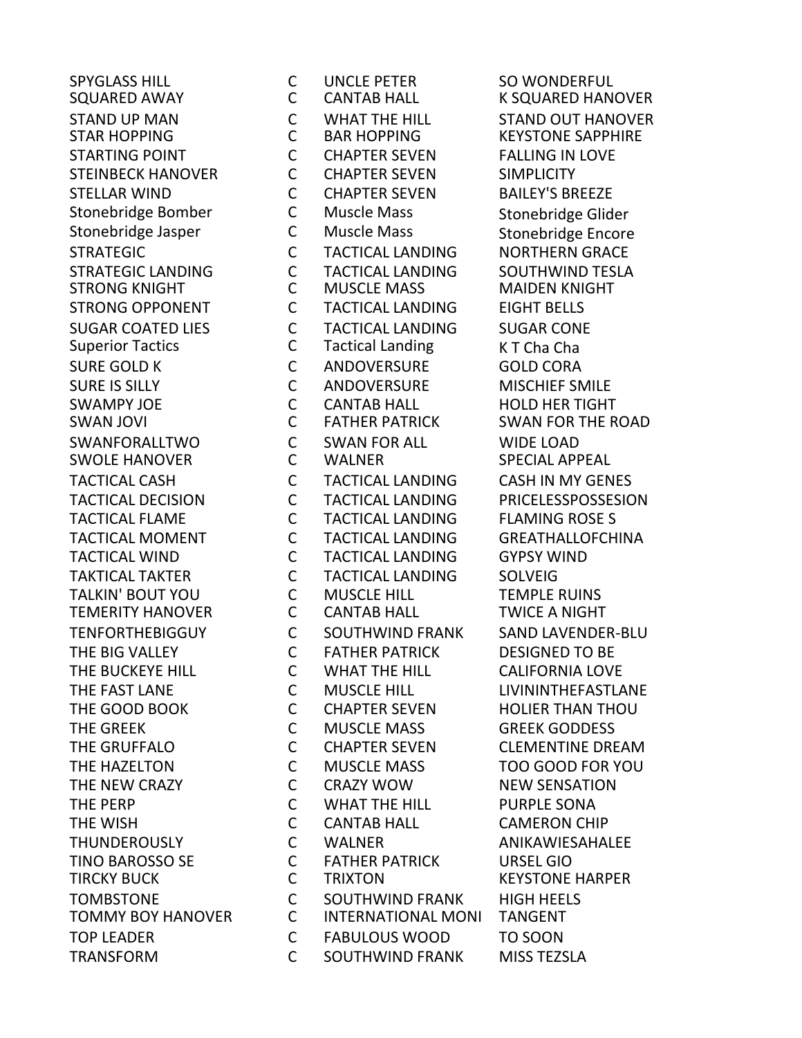| | | | |
|---|---|---|---|
| SPYGLASS HILL | C | UNCLE PETER | SO WONDERFUL |
| SQUARED AWAY | C | CANTAB HALL | K SQUARED HANOVER |
| STAND UP MAN | C | WHAT THE HILL | STAND OUT HANOVER |
| STAR HOPPING | C | BAR HOPPING | KEYSTONE SAPPHIRE |
| STARTING POINT | C | CHAPTER SEVEN | FALLING IN LOVE |
| STEINBECK HANOVER | C | CHAPTER SEVEN | SIMPLICITY |
| STELLAR WIND | C | CHAPTER SEVEN | BAILEY'S BREEZE |
| Stonebridge Bomber | C | Muscle Mass | Stonebridge Glider |
| Stonebridge Jasper | C | Muscle Mass | Stonebridge Encore |
| STRATEGIC | C | TACTICAL LANDING | NORTHERN GRACE |
| STRATEGIC LANDING | C | TACTICAL LANDING | SOUTHWIND TESLA |
| STRONG KNIGHT | C | MUSCLE MASS | MAIDEN KNIGHT |
| STRONG OPPONENT | C | TACTICAL LANDING | EIGHT BELLS |
| SUGAR COATED LIES | C | TACTICAL LANDING | SUGAR CONE |
| Superior Tactics | C | Tactical Landing | K T Cha Cha |
| SURE GOLD K | C | ANDOVERSURE | GOLD CORA |
| SURE IS SILLY | C | ANDOVERSURE | MISCHIEF SMILE |
| SWAMPY JOE | C | CANTAB HALL | HOLD HER TIGHT |
| SWAN JOVI | C | FATHER PATRICK | SWAN FOR THE ROAD |
| SWANFORALLTWO | C | SWAN FOR ALL | WIDE LOAD |
| SWOLE HANOVER | C | WALNER | SPECIAL APPEAL |
| TACTICAL CASH | C | TACTICAL LANDING | CASH IN MY GENES |
| TACTICAL DECISION | C | TACTICAL LANDING | PRICELESSPOSSESION |
| TACTICAL FLAME | C | TACTICAL LANDING | FLAMING ROSE S |
| TACTICAL MOMENT | C | TACTICAL LANDING | GREATHALLOFCHINA |
| TACTICAL WIND | C | TACTICAL LANDING | GYPSY WIND |
| TAKTICAL TAKTER | C | TACTICAL LANDING | SOLVEIG |
| TALKIN' BOUT YOU | C | MUSCLE HILL | TEMPLE RUINS |
| TEMERITY HANOVER | C | CANTAB HALL | TWICE A NIGHT |
| TENFORTHEBIGGUY | C | SOUTHWIND FRANK | SAND LAVENDER-BLU |
| THE BIG VALLEY | C | FATHER PATRICK | DESIGNED TO BE |
| THE BUCKEYE HILL | C | WHAT THE HILL | CALIFORNIA LOVE |
| THE FAST LANE | C | MUSCLE HILL | LIVININTHEFASTLANE |
| THE GOOD BOOK | C | CHAPTER SEVEN | HOLIER THAN THOU |
| THE GREEK | C | MUSCLE MASS | GREEK GODDESS |
| THE GRUFFALO | C | CHAPTER SEVEN | CLEMENTINE DREAM |
| THE HAZELTON | C | MUSCLE MASS | TOO GOOD FOR YOU |
| THE NEW CRAZY | C | CRAZY WOW | NEW SENSATION |
| THE PERP | C | WHAT THE HILL | PURPLE SONA |
| THE WISH | C | CANTAB HALL | CAMERON CHIP |
| THUNDEROUSLY | C | WALNER | ANIKAWIESAHALEE |
| TINO BAROSSO SE | C | FATHER PATRICK | URSEL GIO |
| TIRCKY BUCK | C | TRIXTON | KEYSTONE HARPER |
| TOMBSTONE | C | SOUTHWIND FRANK | HIGH HEELS |
| TOMMY BOY HANOVER | C | INTERNATIONAL MONI | TANGENT |
| TOP LEADER | C | FABULOUS WOOD | TO SOON |
| TRANSFORM | C | SOUTHWIND FRANK | MISS TEZSLA |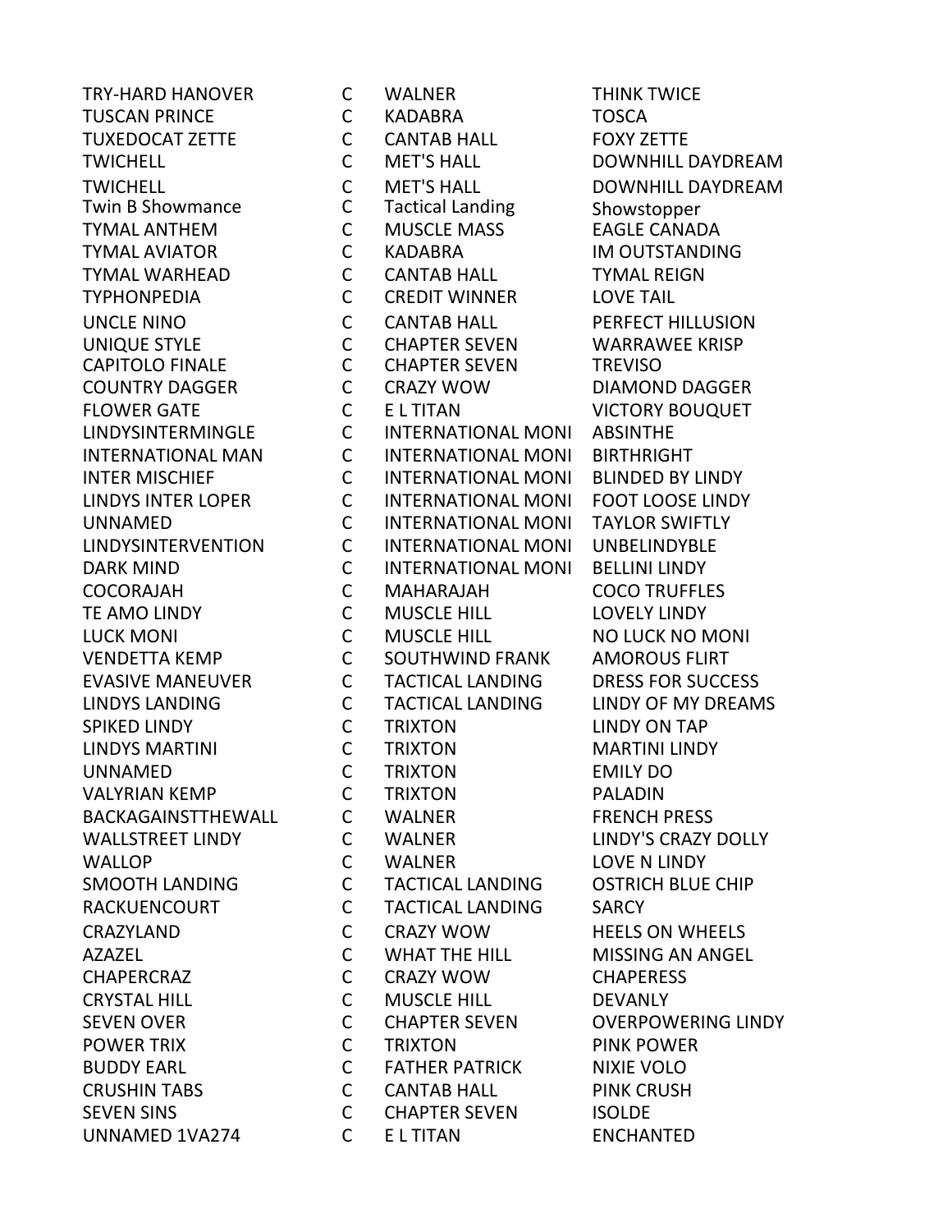| | | | |
|---|---|---|---|
| TRY-HARD HANOVER | C | WALNER | THINK TWICE |
| TUSCAN PRINCE | C | KADABRA | TOSCA |
| TUXEDOCAT ZETTE | C | CANTAB HALL | FOXY ZETTE |
| TWICHELL | C | MET'S HALL | DOWNHILL DAYDREAM |
| TWICHELL | C | MET'S HALL | DOWNHILL DAYDREAM |
| Twin B Showmance | C | Tactical Landing | Showstopper |
| TYMAL ANTHEM | C | MUSCLE MASS | EAGLE CANADA |
| TYMAL AVIATOR | C | KADABRA | IM OUTSTANDING |
| TYMAL WARHEAD | C | CANTAB HALL | TYMAL REIGN |
| TYPHONPEDIA | C | CREDIT WINNER | LOVE TAIL |
| UNCLE NINO | C | CANTAB HALL | PERFECT HILLUSION |
| UNIQUE STYLE | C | CHAPTER SEVEN | WARRAWEE KRISP |
| CAPITOLO FINALE | C | CHAPTER SEVEN | TREVISO |
| COUNTRY DAGGER | C | CRAZY WOW | DIAMOND DAGGER |
| FLOWER GATE | C | E L TITAN | VICTORY BOUQUET |
| LINDYSINTERMINGLE | C | INTERNATIONAL MONI | ABSINTHE |
| INTERNATIONAL MAN | C | INTERNATIONAL MONI | BIRTHRIGHT |
| INTER MISCHIEF | C | INTERNATIONAL MONI | BLINDED BY LINDY |
| LINDYS INTER LOPER | C | INTERNATIONAL MONI | FOOT LOOSE LINDY |
| UNNAMED | C | INTERNATIONAL MONI | TAYLOR SWIFTLY |
| LINDYSINTERVENTION | C | INTERNATIONAL MONI | UNBELINDYBLE |
| DARK MIND | C | INTERNATIONAL MONI | BELLINI LINDY |
| COCORAJAH | C | MAHARAJAH | COCO TRUFFLES |
| TE AMO LINDY | C | MUSCLE HILL | LOVELY LINDY |
| LUCK MONI | C | MUSCLE HILL | NO LUCK NO MONI |
| VENDETTA KEMP | C | SOUTHWIND FRANK | AMOROUS FLIRT |
| EVASIVE MANEUVER | C | TACTICAL LANDING | DRESS FOR SUCCESS |
| LINDYS LANDING | C | TACTICAL LANDING | LINDY OF MY DREAMS |
| SPIKED LINDY | C | TRIXTON | LINDY ON TAP |
| LINDYS MARTINI | C | TRIXTON | MARTINI LINDY |
| UNNAMED | C | TRIXTON | EMILY DO |
| VALYRIAN KEMP | C | TRIXTON | PALADIN |
| BACKAGAINSTTHEWALL | C | WALNER | FRENCH PRESS |
| WALLSTREET LINDY | C | WALNER | LINDY'S CRAZY DOLLY |
| WALLOP | C | WALNER | LOVE N LINDY |
| SMOOTH LANDING | C | TACTICAL LANDING | OSTRICH BLUE CHIP |
| RACKUENCOURT | C | TACTICAL LANDING | SARCY |
| CRAZYLAND | C | CRAZY WOW | HEELS ON WHEELS |
| AZAZEL | C | WHAT THE HILL | MISSING AN ANGEL |
| CHAPERCRAZ | C | CRAZY WOW | CHAPERESS |
| CRYSTAL HILL | C | MUSCLE HILL | DEVANLY |
| SEVEN OVER | C | CHAPTER SEVEN | OVERPOWERING LINDY |
| POWER TRIX | C | TRIXTON | PINK POWER |
| BUDDY EARL | C | FATHER PATRICK | NIXIE VOLO |
| CRUSHIN TABS | C | CANTAB HALL | PINK CRUSH |
| SEVEN SINS | C | CHAPTER SEVEN | ISOLDE |
| UNNAMED 1VA274 | C | E L TITAN | ENCHANTED |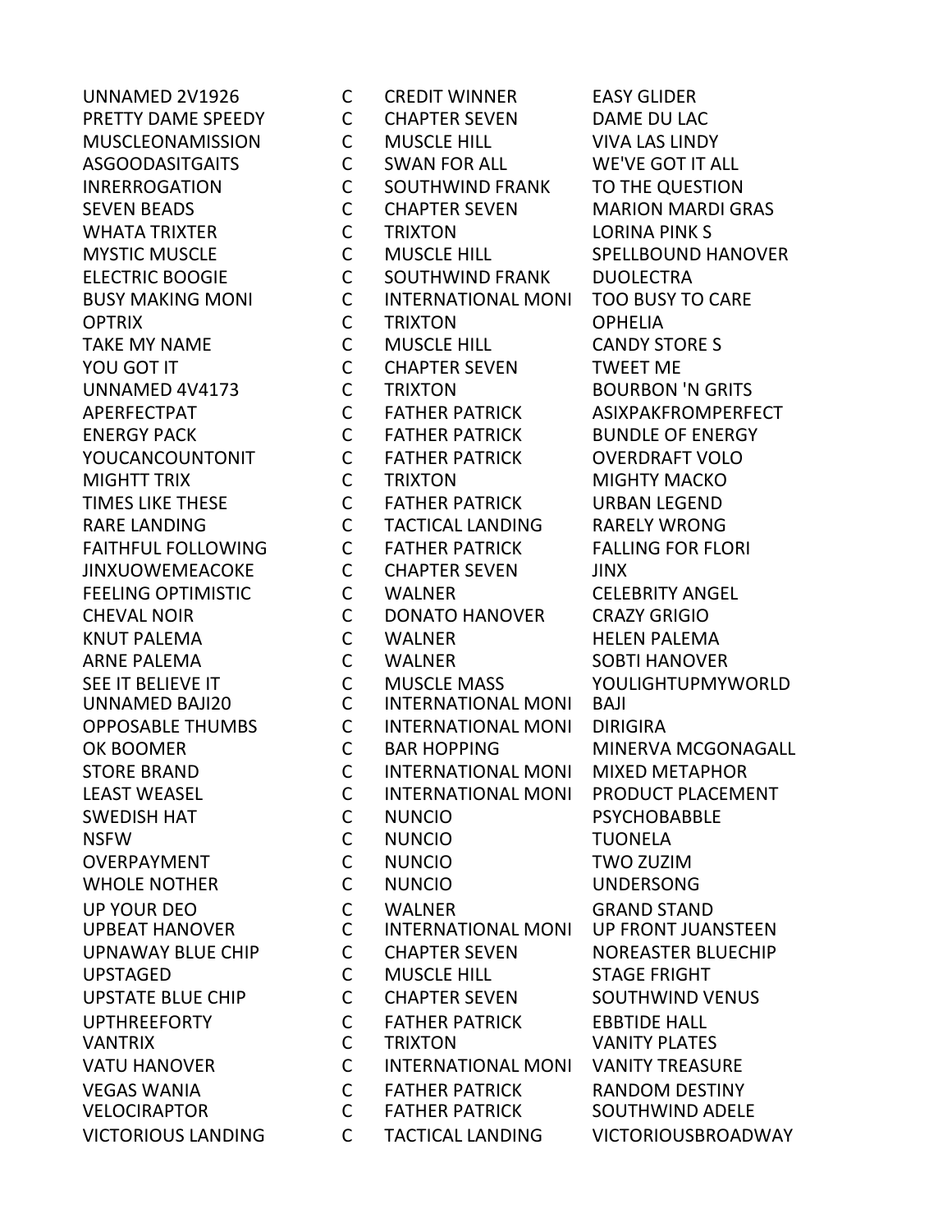| | | | |
|---|---|---|---|
| UNNAMED 2V1926 | C | CREDIT WINNER | EASY GLIDER |
| PRETTY DAME SPEEDY | C | CHAPTER SEVEN | DAME DU LAC |
| MUSCLEONAMISSION | C | MUSCLE HILL | VIVA LAS LINDY |
| ASGOODASITGAITS | C | SWAN FOR ALL | WE'VE GOT IT ALL |
| INRERROGATION | C | SOUTHWIND FRANK | TO THE QUESTION |
| SEVEN BEADS | C | CHAPTER SEVEN | MARION MARDI GRAS |
| WHATA TRIXTER | C | TRIXTON | LORINA PINK S |
| MYSTIC MUSCLE | C | MUSCLE HILL | SPELLBOUND HANOVER |
| ELECTRIC BOOGIE | C | SOUTHWIND FRANK | DUOLECTRA |
| BUSY MAKING MONI | C | INTERNATIONAL MONI | TOO BUSY TO CARE |
| OPTRIX | C | TRIXTON | OPHELIA |
| TAKE MY NAME | C | MUSCLE HILL | CANDY STORE S |
| YOU GOT IT | C | CHAPTER SEVEN | TWEET ME |
| UNNAMED 4V4173 | C | TRIXTON | BOURBON 'N GRITS |
| APERFECTPAT | C | FATHER PATRICK | ASIXPAKFROMPERFECT |
| ENERGY PACK | C | FATHER PATRICK | BUNDLE OF ENERGY |
| YOUCANCOUNTONIT | C | FATHER PATRICK | OVERDRAFT VOLO |
| MIGHTT TRIX | C | TRIXTON | MIGHTY MACKO |
| TIMES LIKE THESE | C | FATHER PATRICK | URBAN LEGEND |
| RARE LANDING | C | TACTICAL LANDING | RARELY WRONG |
| FAITHFUL FOLLOWING | C | FATHER PATRICK | FALLING FOR FLORI |
| JINXUOWEMEACOKE | C | CHAPTER SEVEN | JINX |
| FEELING OPTIMISTIC | C | WALNER | CELEBRITY ANGEL |
| CHEVAL NOIR | C | DONATO HANOVER | CRAZY GRIGIO |
| KNUT PALEMA | C | WALNER | HELEN PALEMA |
| ARNE PALEMA | C | WALNER | SOBTI HANOVER |
| SEE IT BELIEVE IT | C | MUSCLE MASS | YOULIGHTUPMYWORLD |
| UNNAMED BAJI20 | C | INTERNATIONAL MONI | BAJI |
| OPPOSABLE THUMBS | C | INTERNATIONAL MONI | DIRIGIRA |
| OK BOOMER | C | BAR HOPPING | MINERVA MCGONAGALL |
| STORE BRAND | C | INTERNATIONAL MONI | MIXED METAPHOR |
| LEAST WEASEL | C | INTERNATIONAL MONI | PRODUCT PLACEMENT |
| SWEDISH HAT | C | NUNCIO | PSYCHOBABBLE |
| NSFW | C | NUNCIO | TUONELA |
| OVERPAYMENT | C | NUNCIO | TWO ZUZIM |
| WHOLE NOTHER | C | NUNCIO | UNDERSONG |
| UP YOUR DEO | C | WALNER | GRAND STAND |
| UPBEAT HANOVER | C | INTERNATIONAL MONI | UP FRONT JUANSTEEN |
| UPNAWAY BLUE CHIP | C | CHAPTER SEVEN | NOREASTER BLUECHIP |
| UPSTAGED | C | MUSCLE HILL | STAGE FRIGHT |
| UPSTATE BLUE CHIP | C | CHAPTER SEVEN | SOUTHWIND VENUS |
| UPTHREEFORTY | C | FATHER PATRICK | EBBTIDE HALL |
| VANTRIX | C | TRIXTON | VANITY PLATES |
| VATU HANOVER | C | INTERNATIONAL MONI | VANITY TREASURE |
| VEGAS WANIA | C | FATHER PATRICK | RANDOM DESTINY |
| VELOCIRAPTOR | C | FATHER PATRICK | SOUTHWIND ADELE |
| VICTORIOUS LANDING | C | TACTICAL LANDING | VICTORIOUSBROADWAY |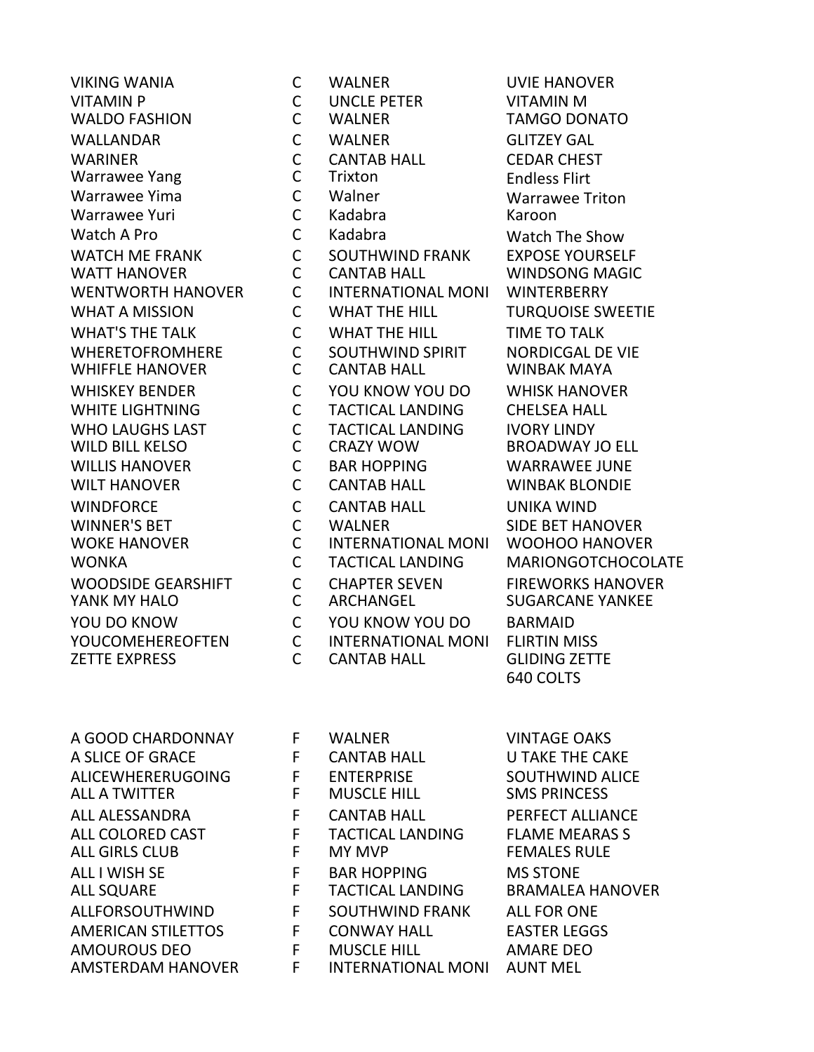| | | | |
|---|---|---|---|
| VIKING WANIA | C | WALNER | UVIE HANOVER |
| VITAMIN P | C | UNCLE PETER | VITAMIN M |
| WALDO FASHION | C | WALNER | TAMGO DONATO |
| WALLANDAR | C | WALNER | GLITZEY GAL |
| WARINER | C | CANTAB HALL | CEDAR CHEST |
| Warrawee Yang | C | Trixton | Endless Flirt |
| Warrawee Yima | C | Walner | Warrawee Triton |
| Warrawee Yuri | C | Kadabra | Karoon |
| Watch A Pro | C | Kadabra | Watch The Show |
| WATCH ME FRANK | C | SOUTHWIND FRANK | EXPOSE YOURSELF |
| WATT HANOVER | C | CANTAB HALL | WINDSONG MAGIC |
| WENTWORTH HANOVER | C | INTERNATIONAL MONI | WINTERBERRY |
| WHAT A MISSION | C | WHAT THE HILL | TURQUOISE SWEETIE |
| WHAT'S THE TALK | C | WHAT THE HILL | TIME TO TALK |
| WHERETOFROMHERE | C | SOUTHWIND SPIRIT | NORDICGAL DE VIE |
| WHIFFLE HANOVER | C | CANTAB HALL | WINBAK MAYA |
| WHISKEY BENDER | C | YOU KNOW YOU DO | WHISK HANOVER |
| WHITE LIGHTNING | C | TACTICAL LANDING | CHELSEA HALL |
| WHO LAUGHS LAST | C | TACTICAL LANDING | IVORY LINDY |
| WILD BILL KELSO | C | CRAZY WOW | BROADWAY JO ELL |
| WILLIS HANOVER | C | BAR HOPPING | WARRAWEE JUNE |
| WILT HANOVER | C | CANTAB HALL | WINBAK BLONDIE |
| WINDFORCE | C | CANTAB HALL | UNIKA WIND |
| WINNER'S BET | C | WALNER | SIDE BET HANOVER |
| WOKE HANOVER | C | INTERNATIONAL MONI | WOOHOO HANOVER |
| WONKA | C | TACTICAL LANDING | MARIONGOTCHOCOLATE |
| WOODSIDE GEARSHIFT | C | CHAPTER SEVEN | FIREWORKS HANOVER |
| YANK MY HALO | C | ARCHANGEL | SUGARCANE YANKEE |
| YOU DO KNOW | C | YOU KNOW YOU DO | BARMAID |
| YOUCOMEHEREOFTEN | C | INTERNATIONAL MONI | FLIRTIN MISS |
| ZETTE EXPRESS | C | CANTAB HALL | GLIDING ZETTE |
| | | | 640 COLTS |

| | | | |
|---|---|---|---|
| A GOOD CHARDONNAY | F | WALNER | VINTAGE OAKS |
| A SLICE OF GRACE | F | CANTAB HALL | U TAKE THE CAKE |
| ALICEWHERERUGOING | F | ENTERPRISE | SOUTHWIND ALICE |
| ALL A TWITTER | F | MUSCLE HILL | SMS PRINCESS |
| ALL ALESSANDRA | F | CANTAB HALL | PERFECT ALLIANCE |
| ALL COLORED CAST | F | TACTICAL LANDING | FLAME MEARAS S |
| ALL GIRLS CLUB | F | MY MVP | FEMALES RULE |
| ALL I WISH SE | F | BAR HOPPING | MS STONE |
| ALL SQUARE | F | TACTICAL LANDING | BRAMALEA HANOVER |
| ALLFORSOUTHWIND | F | SOUTHWIND FRANK | ALL FOR ONE |
| AMERICAN STILETTOS | F | CONWAY HALL | EASTER LEGGS |
| AMOUROUS DEO | F | MUSCLE HILL | AMARE DEO |
| AMSTERDAM HANOVER | F | INTERNATIONAL MONI | AUNT MEL |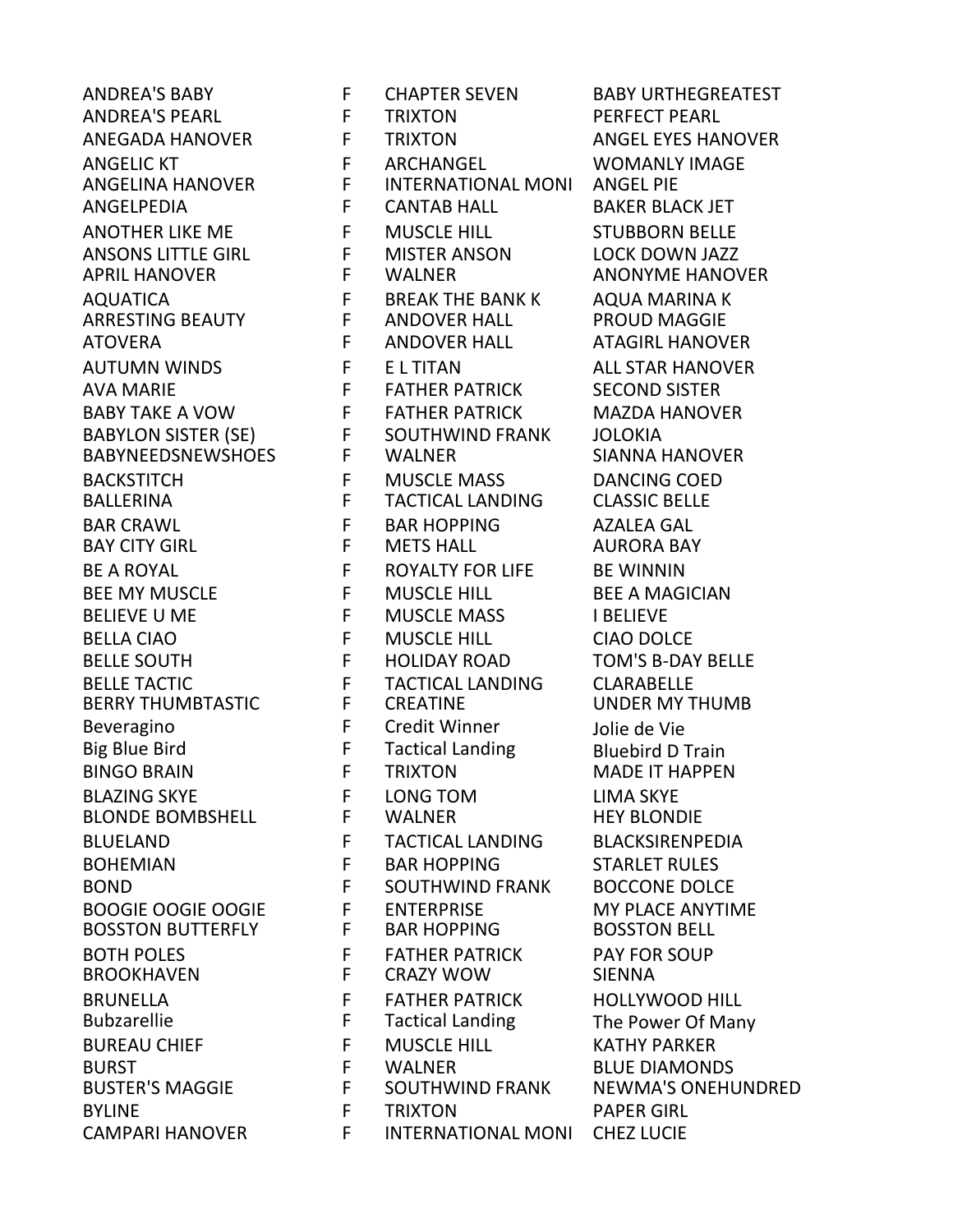| | | | |
|---|---|---|---|
| ANDREA'S BABY | F | CHAPTER SEVEN | BABY URTHEGREATEST |
| ANDREA'S PEARL | F | TRIXTON | PERFECT PEARL |
| ANEGADA HANOVER | F | TRIXTON | ANGEL EYES HANOVER |
| ANGELIC KT | F | ARCHANGEL | WOMANLY IMAGE |
| ANGELINA HANOVER | F | INTERNATIONAL MONI | ANGEL PIE |
| ANGELPEDIA | F | CANTAB HALL | BAKER BLACK JET |
| ANOTHER LIKE ME | F | MUSCLE HILL | STUBBORN BELLE |
| ANSONS LITTLE GIRL | F | MISTER ANSON | LOCK DOWN JAZZ |
| APRIL HANOVER | F | WALNER | ANONYME HANOVER |
| AQUATICA | F | BREAK THE BANK K | AQUA MARINA K |
| ARRESTING BEAUTY | F | ANDOVER HALL | PROUD MAGGIE |
| ATOVERA | F | ANDOVER HALL | ATAGIRL HANOVER |
| AUTUMN WINDS | F | E L TITAN | ALL STAR HANOVER |
| AVA MARIE | F | FATHER PATRICK | SECOND SISTER |
| BABY TAKE A VOW | F | FATHER PATRICK | MAZDA HANOVER |
| BABYLON SISTER (SE) | F | SOUTHWIND FRANK | JOLOKIA |
| BABYNEEDSNEWSHOES | F | WALNER | SIANNA HANOVER |
| BACKSTITCH | F | MUSCLE MASS | DANCING COED |
| BALLERINA | F | TACTICAL LANDING | CLASSIC BELLE |
| BAR CRAWL | F | BAR HOPPING | AZALEA GAL |
| BAY CITY GIRL | F | METS HALL | AURORA BAY |
| BE A ROYAL | F | ROYALTY FOR LIFE | BE WINNIN |
| BEE MY MUSCLE | F | MUSCLE HILL | BEE A MAGICIAN |
| BELIEVE U ME | F | MUSCLE MASS | I BELIEVE |
| BELLA CIAO | F | MUSCLE HILL | CIAO DOLCE |
| BELLE SOUTH | F | HOLIDAY ROAD | TOM'S B-DAY BELLE |
| BELLE TACTIC | F | TACTICAL LANDING | CLARABELLE |
| BERRY THUMBTASTIC | F | CREATINE | UNDER MY THUMB |
| Beveragino | F | Credit Winner | Jolie de Vie |
| Big Blue Bird | F | Tactical Landing | Bluebird D Train |
| BINGO BRAIN | F | TRIXTON | MADE IT HAPPEN |
| BLAZING SKYE | F | LONG TOM | LIMA SKYE |
| BLONDE BOMBSHELL | F | WALNER | HEY BLONDIE |
| BLUELAND | F | TACTICAL LANDING | BLACKSIRENPEDIA |
| BOHEMIAN | F | BAR HOPPING | STARLET RULES |
| BOND | F | SOUTHWIND FRANK | BOCCONE DOLCE |
| BOOGIE OOGIE OOGIE | F | ENTERPRISE | MY PLACE ANYTIME |
| BOSSTON BUTTERFLY | F | BAR HOPPING | BOSSTON BELL |
| BOTH POLES | F | FATHER PATRICK | PAY FOR SOUP |
| BROOKHAVEN | F | CRAZY WOW | SIENNA |
| BRUNELLA | F | FATHER PATRICK | HOLLYWOOD HILL |
| Bubzarellie | F | Tactical Landing | The Power Of Many |
| BUREAU CHIEF | F | MUSCLE HILL | KATHY PARKER |
| BURST | F | WALNER | BLUE DIAMONDS |
| BUSTER'S MAGGIE | F | SOUTHWIND FRANK | NEWMA'S ONEHUNDRED |
| BYLINE | F | TRIXTON | PAPER GIRL |
| CAMPARI HANOVER | F | INTERNATIONAL MONI | CHEZ LUCIE |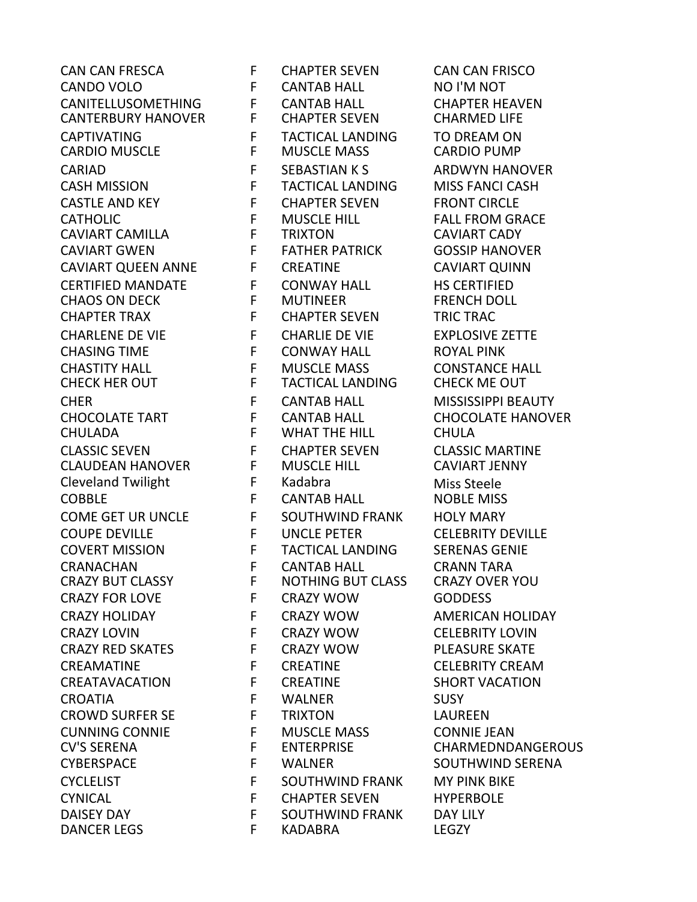| | | | |
|---|---|---|---|
| CAN CAN FRESCA | F | CHAPTER SEVEN | CAN CAN FRISCO |
| CANDO VOLO | F | CANTAB HALL | NO I'M NOT |
| CANITELLUSOMETHING | F | CANTAB HALL | CHAPTER HEAVEN |
| CANTERBURY HANOVER | F | CHAPTER SEVEN | CHARMED LIFE |
| CAPTIVATING | F | TACTICAL LANDING | TO DREAM ON |
| CARDIO MUSCLE | F | MUSCLE MASS | CARDIO PUMP |
| CARIAD | F | SEBASTIAN K S | ARDWYN HANOVER |
| CASH MISSION | F | TACTICAL LANDING | MISS FANCI CASH |
| CASTLE AND KEY | F | CHAPTER SEVEN | FRONT CIRCLE |
| CATHOLIC | F | MUSCLE HILL | FALL FROM GRACE |
| CAVIART CAMILLA | F | TRIXTON | CAVIART CADY |
| CAVIART GWEN | F | FATHER PATRICK | GOSSIP HANOVER |
| CAVIART QUEEN ANNE | F | CREATINE | CAVIART QUINN |
| CERTIFIED MANDATE | F | CONWAY HALL | HS CERTIFIED |
| CHAOS ON DECK | F | MUTINEER | FRENCH DOLL |
| CHAPTER TRAX | F | CHAPTER SEVEN | TRIC TRAC |
| CHARLENE DE VIE | F | CHARLIE DE VIE | EXPLOSIVE ZETTE |
| CHASING TIME | F | CONWAY HALL | ROYAL PINK |
| CHASTITY HALL | F | MUSCLE MASS | CONSTANCE HALL |
| CHECK HER OUT | F | TACTICAL LANDING | CHECK ME OUT |
| CHER | F | CANTAB HALL | MISSISSIPPI BEAUTY |
| CHOCOLATE TART | F | CANTAB HALL | CHOCOLATE HANOVER |
| CHULADA | F | WHAT THE HILL | CHULA |
| CLASSIC SEVEN | F | CHAPTER SEVEN | CLASSIC MARTINE |
| CLAUDEAN HANOVER | F | MUSCLE HILL | CAVIART JENNY |
| Cleveland Twilight | F | Kadabra | Miss Steele |
| COBBLE | F | CANTAB HALL | NOBLE MISS |
| COME GET UR UNCLE | F | SOUTHWIND FRANK | HOLY MARY |
| COUPE DEVILLE | F | UNCLE PETER | CELEBRITY DEVILLE |
| COVERT MISSION | F | TACTICAL LANDING | SERENAS GENIE |
| CRANACHAN | F | CANTAB HALL | CRANN TARA |
| CRAZY BUT CLASSY | F | NOTHING BUT CLASS | CRAZY OVER YOU |
| CRAZY FOR LOVE | F | CRAZY WOW | GODDESS |
| CRAZY HOLIDAY | F | CRAZY WOW | AMERICAN HOLIDAY |
| CRAZY LOVIN | F | CRAZY WOW | CELEBRITY LOVIN |
| CRAZY RED SKATES | F | CRAZY WOW | PLEASURE SKATE |
| CREAMATINE | F | CREATINE | CELEBRITY CREAM |
| CREATAVACATION | F | CREATINE | SHORT VACATION |
| CROATIA | F | WALNER | SUSY |
| CROWD SURFER SE | F | TRIXTON | LAUREEN |
| CUNNING CONNIE | F | MUSCLE MASS | CONNIE JEAN |
| CV'S SERENA | F | ENTERPRISE | CHARMEDNDANGEROUS |
| CYBERSPACE | F | WALNER | SOUTHWIND SERENA |
| CYCLELIST | F | SOUTHWIND FRANK | MY PINK BIKE |
| CYNICAL | F | CHAPTER SEVEN | HYPERBOLE |
| DAISEY DAY | F | SOUTHWIND FRANK | DAY LILY |
| DANCER LEGS | F | KADABRA | LEGZY |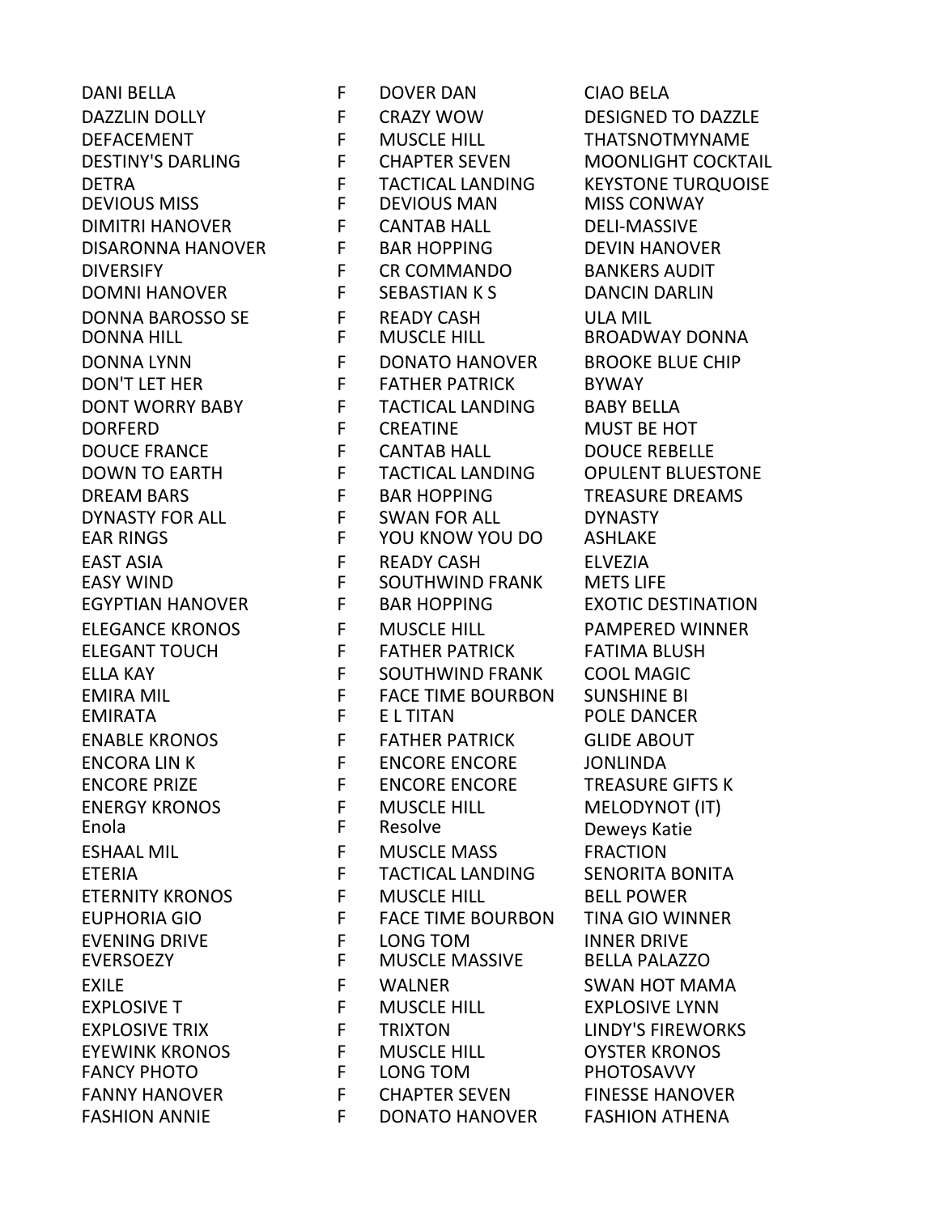| | | | |
|---|---|---|---|
| DANI BELLA | F | DOVER DAN | CIAO BELA |
| DAZZLIN DOLLY | F | CRAZY WOW | DESIGNED TO DAZZLE |
| DEFACEMENT | F | MUSCLE HILL | THATSNOTMYNAME |
| DESTINY'S DARLING | F | CHAPTER SEVEN | MOONLIGHT COCKTAIL |
| DETRA | F | TACTICAL LANDING | KEYSTONE TURQUOISE |
| DEVIOUS MISS | F | DEVIOUS MAN | MISS CONWAY |
| DIMITRI HANOVER | F | CANTAB HALL | DELI-MASSIVE |
| DISARONNA HANOVER | F | BAR HOPPING | DEVIN HANOVER |
| DIVERSIFY | F | CR COMMANDO | BANKERS AUDIT |
| DOMNI HANOVER | F | SEBASTIAN K S | DANCIN DARLIN |
| DONNA BAROSSO SE | F | READY CASH | ULA MIL |
| DONNA HILL | F | MUSCLE HILL | BROADWAY DONNA |
| DONNA LYNN | F | DONATO HANOVER | BROOKE BLUE CHIP |
| DON'T LET HER | F | FATHER PATRICK | BYWAY |
| DONT WORRY BABY | F | TACTICAL LANDING | BABY BELLA |
| DORFERD | F | CREATINE | MUST BE HOT |
| DOUCE FRANCE | F | CANTAB HALL | DOUCE REBELLE |
| DOWN TO EARTH | F | TACTICAL LANDING | OPULENT BLUESTONE |
| DREAM BARS | F | BAR HOPPING | TREASURE DREAMS |
| DYNASTY FOR ALL | F | SWAN FOR ALL | DYNASTY |
| EAR RINGS | F | YOU KNOW YOU DO | ASHLAKE |
| EAST ASIA | F | READY CASH | ELVEZIA |
| EASY WIND | F | SOUTHWIND FRANK | METS LIFE |
| EGYPTIAN HANOVER | F | BAR HOPPING | EXOTIC DESTINATION |
| ELEGANCE KRONOS | F | MUSCLE HILL | PAMPERED WINNER |
| ELEGANT TOUCH | F | FATHER PATRICK | FATIMA BLUSH |
| ELLA KAY | F | SOUTHWIND FRANK | COOL MAGIC |
| EMIRA MIL | F | FACE TIME BOURBON | SUNSHINE BI |
| EMIRATA | F | E L TITAN | POLE DANCER |
| ENABLE KRONOS | F | FATHER PATRICK | GLIDE ABOUT |
| ENCORA LIN K | F | ENCORE ENCORE | JONLINDA |
| ENCORE PRIZE | F | ENCORE ENCORE | TREASURE GIFTS K |
| ENERGY KRONOS | F | MUSCLE HILL | MELODYNOT (IT) |
| Enola | F | Resolve | Deweys Katie |
| ESHAAL MIL | F | MUSCLE MASS | FRACTION |
| ETERIA | F | TACTICAL LANDING | SENORITA BONITA |
| ETERNITY KRONOS | F | MUSCLE HILL | BELL POWER |
| EUPHORIA GIO | F | FACE TIME BOURBON | TINA GIO WINNER |
| EVENING DRIVE | F | LONG TOM | INNER DRIVE |
| EVERSOEZY | F | MUSCLE MASSIVE | BELLA PALAZZO |
| EXILE | F | WALNER | SWAN HOT MAMA |
| EXPLOSIVE T | F | MUSCLE HILL | EXPLOSIVE LYNN |
| EXPLOSIVE TRIX | F | TRIXTON | LINDY'S FIREWORKS |
| EYEWINK KRONOS | F | MUSCLE HILL | OYSTER KRONOS |
| FANCY PHOTO | F | LONG TOM | PHOTOSAVVY |
| FANNY HANOVER | F | CHAPTER SEVEN | FINESSE HANOVER |
| FASHION ANNIE | F | DONATO HANOVER | FASHION ATHENA |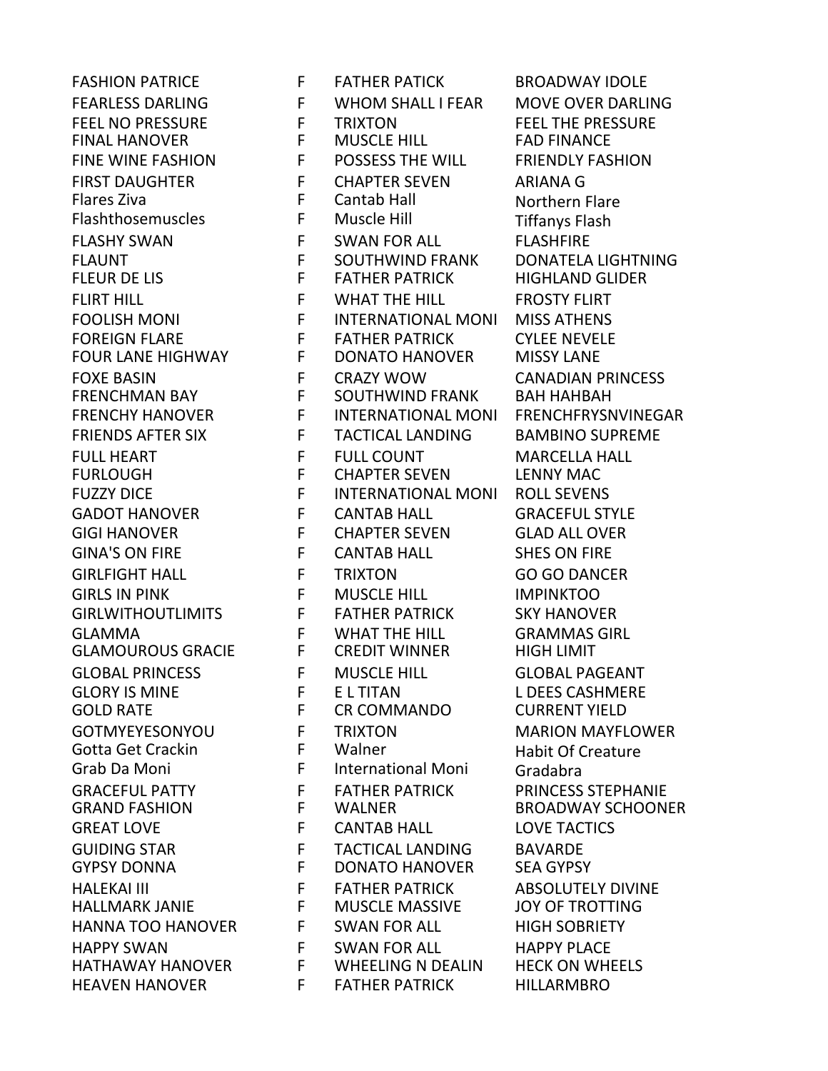| | | | |
|---|---|---|---|
| FASHION PATRICE | F | FATHER PATICK | BROADWAY IDOLE |
| FEARLESS DARLING | F | WHOM SHALL I FEAR | MOVE OVER DARLING |
| FEEL NO PRESSURE | F | TRIXTON | FEEL THE PRESSURE |
| FINAL HANOVER | F | MUSCLE HILL | FAD FINANCE |
| FINE WINE FASHION | F | POSSESS THE WILL | FRIENDLY FASHION |
| FIRST DAUGHTER | F | CHAPTER SEVEN | ARIANA G |
| Flares Ziva | F | Cantab Hall | Northern Flare |
| Flashthosemuscles | F | Muscle Hill | Tiffanys Flash |
| FLASHY SWAN | F | SWAN FOR ALL | FLASHFIRE |
| FLAUNT | F | SOUTHWIND FRANK | DONATELA LIGHTNING |
| FLEUR DE LIS | F | FATHER PATRICK | HIGHLAND GLIDER |
| FLIRT HILL | F | WHAT THE HILL | FROSTY FLIRT |
| FOOLISH MONI | F | INTERNATIONAL MONI | MISS ATHENS |
| FOREIGN FLARE | F | FATHER PATRICK | CYLEE NEVELE |
| FOUR LANE HIGHWAY | F | DONATO HANOVER | MISSY LANE |
| FOXE BASIN | F | CRAZY WOW | CANADIAN PRINCESS |
| FRENCHMAN BAY | F | SOUTHWIND FRANK | BAH HAHBAH |
| FRENCHY HANOVER | F | INTERNATIONAL MONI | FRENCHFRYSNVINEGAR |
| FRIENDS AFTER SIX | F | TACTICAL LANDING | BAMBINO SUPREME |
| FULL HEART | F | FULL COUNT | MARCELLA HALL |
| FURLOUGH | F | CHAPTER SEVEN | LENNY MAC |
| FUZZY DICE | F | INTERNATIONAL MONI | ROLL SEVENS |
| GADOT HANOVER | F | CANTAB HALL | GRACEFUL STYLE |
| GIGI HANOVER | F | CHAPTER SEVEN | GLAD ALL OVER |
| GINA'S ON FIRE | F | CANTAB HALL | SHES ON FIRE |
| GIRLFIGHT HALL | F | TRIXTON | GO GO DANCER |
| GIRLS IN PINK | F | MUSCLE HILL | IMPINKTOO |
| GIRLWITHOUTLIMITS | F | FATHER PATRICK | SKY HANOVER |
| GLAMMA | F | WHAT THE HILL | GRAMMAS GIRL |
| GLAMOUROUS GRACIE | F | CREDIT WINNER | HIGH LIMIT |
| GLOBAL PRINCESS | F | MUSCLE HILL | GLOBAL PAGEANT |
| GLORY IS MINE | F | E L TITAN | L DEES CASHMERE |
| GOLD RATE | F | CR COMMANDO | CURRENT YIELD |
| GOTMYEYESONYOU | F | TRIXTON | MARION MAYFLOWER |
| Gotta Get Crackin | F | Walner | Habit Of Creature |
| Grab Da Moni | F | International Moni | Gradabra |
| GRACEFUL PATTY | F | FATHER PATRICK | PRINCESS STEPHANIE |
| GRAND FASHION | F | WALNER | BROADWAY SCHOONER |
| GREAT LOVE | F | CANTAB HALL | LOVE TACTICS |
| GUIDING STAR | F | TACTICAL LANDING | BAVARDE |
| GYPSY DONNA | F | DONATO HANOVER | SEA GYPSY |
| HALEKAI III | F | FATHER PATRICK | ABSOLUTELY DIVINE |
| HALLMARK JANIE | F | MUSCLE MASSIVE | JOY OF TROTTING |
| HANNA TOO HANOVER | F | SWAN FOR ALL | HIGH SOBRIETY |
| HAPPY SWAN | F | SWAN FOR ALL | HAPPY PLACE |
| HATHAWAY HANOVER | F | WHEELING N DEALIN | HECK ON WHEELS |
| HEAVEN HANOVER | F | FATHER PATRICK | HILLARMBRO |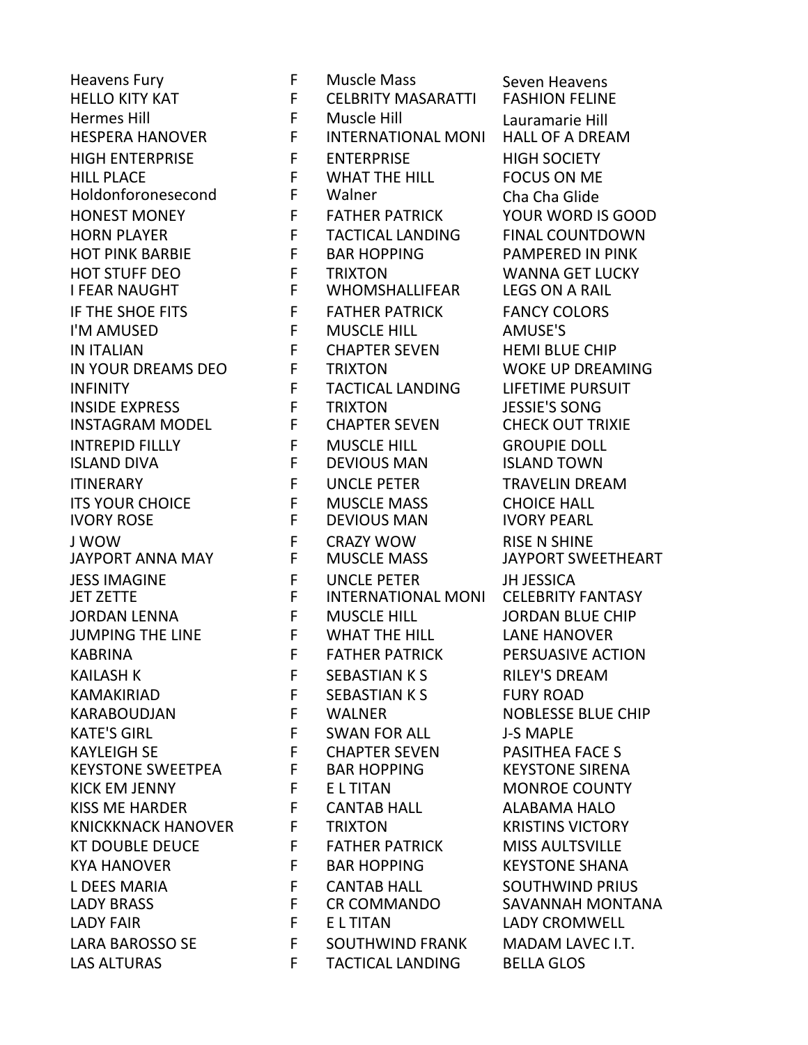| | | | |
|---|---|---|---|
| Heavens Fury | F | Muscle Mass | Seven Heavens |
| HELLO KITY KAT | F | CELBRITY MASARATTI | FASHION FELINE |
| Hermes Hill | F | Muscle Hill | Lauramarie Hill |
| HESPERA HANOVER | F | INTERNATIONAL MONI | HALL OF A DREAM |
| HIGH ENTERPRISE | F | ENTERPRISE | HIGH SOCIETY |
| HILL PLACE | F | WHAT THE HILL | FOCUS ON ME |
| Holdonforonesecond | F | Walner | Cha Cha Glide |
| HONEST MONEY | F | FATHER PATRICK | YOUR WORD IS GOOD |
| HORN PLAYER | F | TACTICAL LANDING | FINAL COUNTDOWN |
| HOT PINK BARBIE | F | BAR HOPPING | PAMPERED IN PINK |
| HOT STUFF DEO | F | TRIXTON | WANNA GET LUCKY |
| I FEAR NAUGHT | F | WHOMSHALLIFEAR | LEGS ON A RAIL |
| IF THE SHOE FITS | F | FATHER PATRICK | FANCY COLORS |
| I'M AMUSED | F | MUSCLE HILL | AMUSE'S |
| IN ITALIAN | F | CHAPTER SEVEN | HEMI BLUE CHIP |
| IN YOUR DREAMS DEO | F | TRIXTON | WOKE UP DREAMING |
| INFINITY | F | TACTICAL LANDING | LIFETIME PURSUIT |
| INSIDE EXPRESS | F | TRIXTON | JESSIE'S SONG |
| INSTAGRAM MODEL | F | CHAPTER SEVEN | CHECK OUT TRIXIE |
| INTREPID FILLLY | F | MUSCLE HILL | GROUPIE DOLL |
| ISLAND DIVA | F | DEVIOUS MAN | ISLAND TOWN |
| ITINERARY | F | UNCLE PETER | TRAVELIN DREAM |
| ITS YOUR CHOICE | F | MUSCLE MASS | CHOICE HALL |
| IVORY ROSE | F | DEVIOUS MAN | IVORY PEARL |
| J WOW | F | CRAZY WOW | RISE N SHINE |
| JAYPORT ANNA MAY | F | MUSCLE MASS | JAYPORT SWEETHEART |
| JESS IMAGINE | F | UNCLE PETER | JH JESSICA |
| JET ZETTE | F | INTERNATIONAL MONI | CELEBRITY FANTASY |
| JORDAN LENNA | F | MUSCLE HILL | JORDAN BLUE CHIP |
| JUMPING THE LINE | F | WHAT THE HILL | LANE HANOVER |
| KABRINA | F | FATHER PATRICK | PERSUASIVE ACTION |
| KAILASH K | F | SEBASTIAN K S | RILEY'S DREAM |
| KAMAKIRIAD | F | SEBASTIAN K S | FURY ROAD |
| KARABOUDJAN | F | WALNER | NOBLESSE BLUE CHIP |
| KATE'S GIRL | F | SWAN FOR ALL | J-S MAPLE |
| KAYLEIGH SE | F | CHAPTER SEVEN | PASITHEA FACE S |
| KEYSTONE SWEETPEA | F | BAR HOPPING | KEYSTONE SIRENA |
| KICK EM JENNY | F | E L TITAN | MONROE COUNTY |
| KISS ME HARDER | F | CANTAB HALL | ALABAMA HALO |
| KNICKKNACK HANOVER | F | TRIXTON | KRISTINS VICTORY |
| KT DOUBLE DEUCE | F | FATHER PATRICK | MISS AULTSVILLE |
| KYA HANOVER | F | BAR HOPPING | KEYSTONE SHANA |
| L DEES MARIA | F | CANTAB HALL | SOUTHWIND PRIUS |
| LADY BRASS | F | CR COMMANDO | SAVANNAH MONTANA |
| LADY FAIR | F | E L TITAN | LADY CROMWELL |
| LARA BAROSSO SE | F | SOUTHWIND FRANK | MADAM LAVEC I.T. |
| LAS ALTURAS | F | TACTICAL LANDING | BELLA GLOS |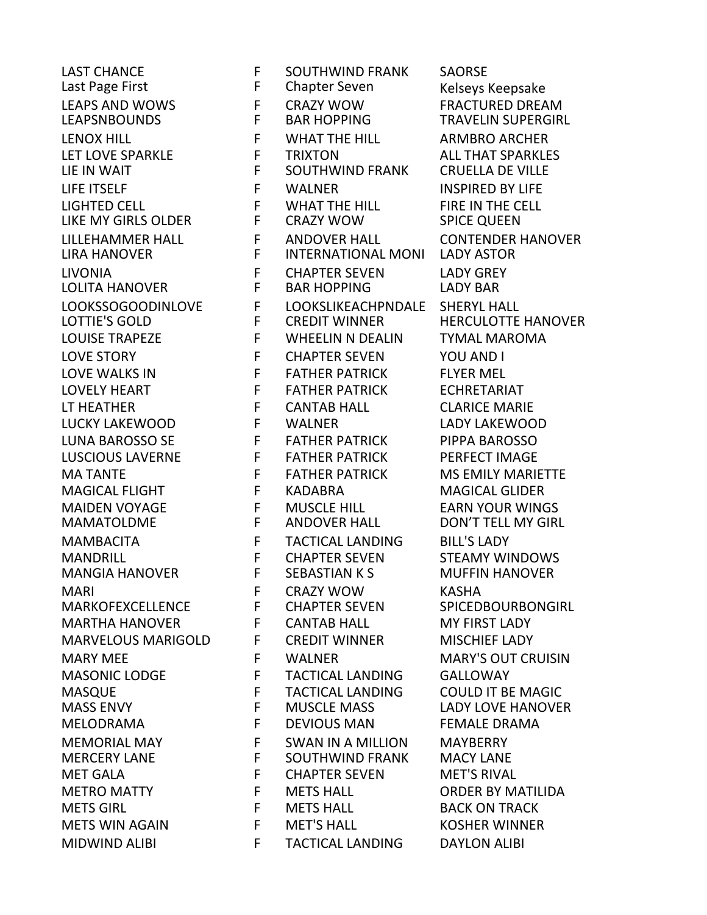| | | | |
|---|---|---|---|
| LAST CHANCE | F | SOUTHWIND FRANK | SAORSE |
| Last Page First | F | Chapter Seven | Kelseys Keepsake |
| LEAPS AND WOWS | F | CRAZY WOW | FRACTURED DREAM |
| LEAPSNBOUNDS | F | BAR HOPPING | TRAVELIN SUPERGIRL |
| LENOX HILL | F | WHAT THE HILL | ARMBRO ARCHER |
| LET LOVE SPARKLE | F | TRIXTON | ALL THAT SPARKLES |
| LIE IN WAIT | F | SOUTHWIND FRANK | CRUELLA DE VILLE |
| LIFE ITSELF | F | WALNER | INSPIRED BY LIFE |
| LIGHTED CELL | F | WHAT THE HILL | FIRE IN THE CELL |
| LIKE MY GIRLS OLDER | F | CRAZY WOW | SPICE QUEEN |
| LILLEHAMMER HALL | F | ANDOVER HALL | CONTENDER HANOVER |
| LIRA HANOVER | F | INTERNATIONAL MONI | LADY ASTOR |
| LIVONIA | F | CHAPTER SEVEN | LADY GREY |
| LOLITA HANOVER | F | BAR HOPPING | LADY BAR |
| LOOKSSOGOODINLOVE | F | LOOKSLIKEACHPNDALE | SHERYL HALL |
| LOTTIE'S GOLD | F | CREDIT WINNER | HERCULOTTE HANOVER |
| LOUISE TRAPEZE | F | WHEELIN N DEALIN | TYMAL MAROMA |
| LOVE STORY | F | CHAPTER SEVEN | YOU AND I |
| LOVE WALKS IN | F | FATHER PATRICK | FLYER MEL |
| LOVELY HEART | F | FATHER PATRICK | ECHRETARIAT |
| LT HEATHER | F | CANTAB HALL | CLARICE MARIE |
| LUCKY LAKEWOOD | F | WALNER | LADY LAKEWOOD |
| LUNA BAROSSO SE | F | FATHER PATRICK | PIPPA BAROSSO |
| LUSCIOUS LAVERNE | F | FATHER PATRICK | PERFECT IMAGE |
| MA TANTE | F | FATHER PATRICK | MS EMILY MARIETTE |
| MAGICAL FLIGHT | F | KADABRA | MAGICAL GLIDER |
| MAIDEN VOYAGE | F | MUSCLE HILL | EARN YOUR WINGS |
| MAMATOLDME | F | ANDOVER HALL | DON'T TELL MY GIRL |
| MAMBACITA | F | TACTICAL LANDING | BILL'S LADY |
| MANDRILL | F | CHAPTER SEVEN | STEAMY WINDOWS |
| MANGIA HANOVER | F | SEBASTIAN K S | MUFFIN HANOVER |
| MARI | F | CRAZY WOW | KASHA |
| MARKOFEXCELLENCE | F | CHAPTER SEVEN | SPICEDBOURBONGIRL |
| MARTHA HANOVER | F | CANTAB HALL | MY FIRST LADY |
| MARVELOUS MARIGOLD | F | CREDIT WINNER | MISCHIEF LADY |
| MARY MEE | F | WALNER | MARY'S OUT CRUISIN |
| MASONIC LODGE | F | TACTICAL LANDING | GALLOWAY |
| MASQUE | F | TACTICAL LANDING | COULD IT BE MAGIC |
| MASS ENVY | F | MUSCLE MASS | LADY LOVE HANOVER |
| MELODRAMA | F | DEVIOUS MAN | FEMALE DRAMA |
| MEMORIAL MAY | F | SWAN IN A MILLION | MAYBERRY |
| MERCERY LANE | F | SOUTHWIND FRANK | MACY LANE |
| MET GALA | F | CHAPTER SEVEN | MET'S RIVAL |
| METRO MATTY | F | METS HALL | ORDER BY MATILIDA |
| METS GIRL | F | METS HALL | BACK ON TRACK |
| METS WIN AGAIN | F | MET'S HALL | KOSHER WINNER |
| MIDWIND ALIBI | F | TACTICAL LANDING | DAYLON ALIBI |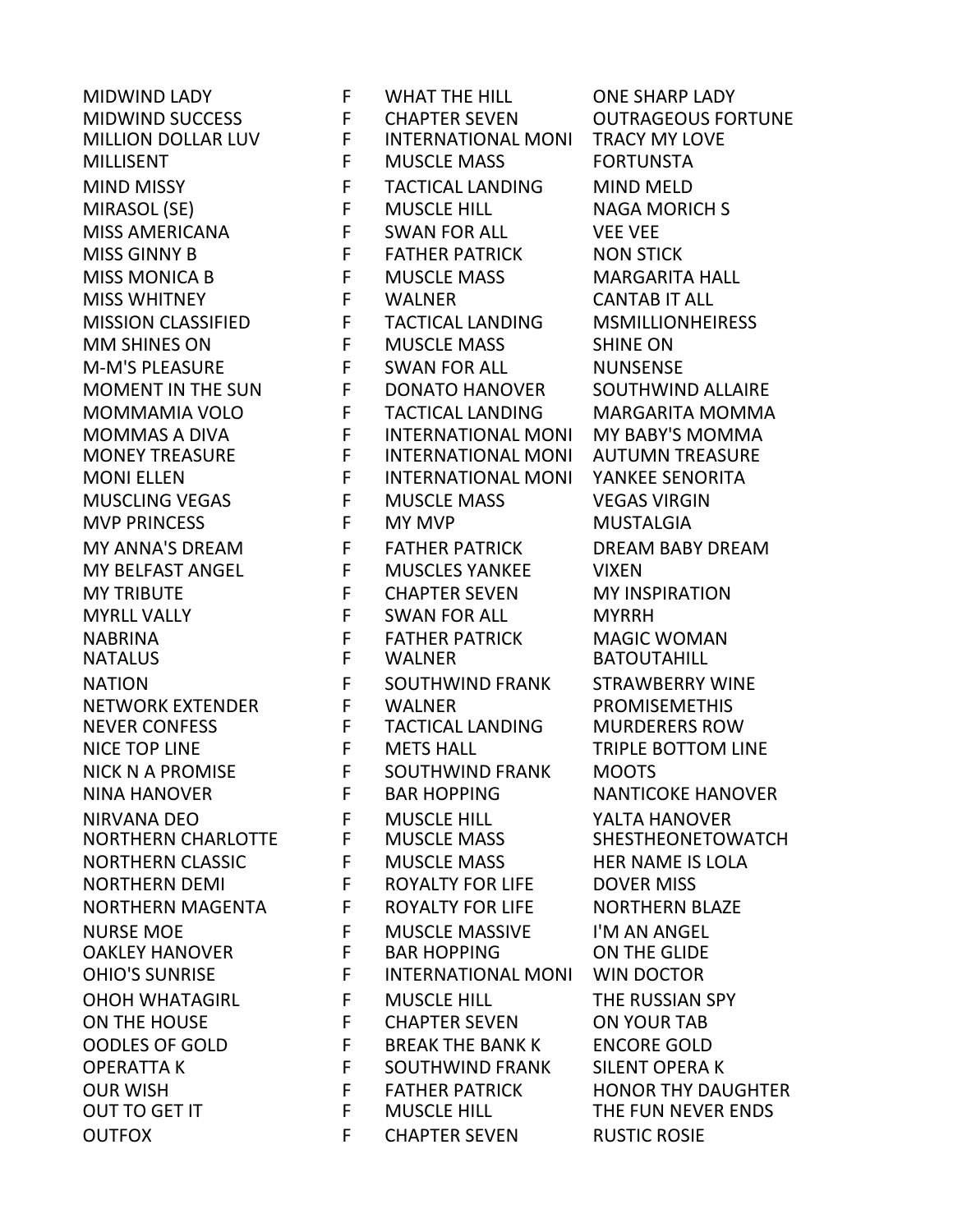| | | | |
|---|---|---|---|
| MIDWIND LADY | F | WHAT THE HILL | ONE SHARP LADY |
| MIDWIND SUCCESS | F | CHAPTER SEVEN | OUTRAGEOUS FORTUNE |
| MILLION DOLLAR LUV | F | INTERNATIONAL MONI | TRACY MY LOVE |
| MILLISENT | F | MUSCLE MASS | FORTUNSTA |
| MIND MISSY | F | TACTICAL LANDING | MIND MELD |
| MIRASOL (SE) | F | MUSCLE HILL | NAGA MORICH S |
| MISS AMERICANA | F | SWAN FOR ALL | VEE VEE |
| MISS GINNY B | F | FATHER PATRICK | NON STICK |
| MISS MONICA B | F | MUSCLE MASS | MARGARITA HALL |
| MISS WHITNEY | F | WALNER | CANTAB IT ALL |
| MISSION CLASSIFIED | F | TACTICAL LANDING | MSMILLIONHEIRESS |
| MM SHINES ON | F | MUSCLE MASS | SHINE ON |
| M-M'S PLEASURE | F | SWAN FOR ALL | NUNSENSE |
| MOMENT IN THE SUN | F | DONATO HANOVER | SOUTHWIND ALLAIRE |
| MOMMAMIA VOLO | F | TACTICAL LANDING | MARGARITA MOMMA |
| MOMMAS A DIVA | F | INTERNATIONAL MONI | MY BABY'S MOMMA |
| MONEY TREASURE | F | INTERNATIONAL MONI | AUTUMN TREASURE |
| MONI ELLEN | F | INTERNATIONAL MONI | YANKEE SENORITA |
| MUSCLING VEGAS | F | MUSCLE MASS | VEGAS VIRGIN |
| MVP PRINCESS | F | MY MVP | MUSTALGIA |
| MY ANNA'S DREAM | F | FATHER PATRICK | DREAM BABY DREAM |
| MY BELFAST ANGEL | F | MUSCLES YANKEE | VIXEN |
| MY TRIBUTE | F | CHAPTER SEVEN | MY INSPIRATION |
| MYRLL VALLY | F | SWAN FOR ALL | MYRRH |
| NABRINA | F | FATHER PATRICK | MAGIC WOMAN |
| NATALUS | F | WALNER | BATOUTAHILL |
| NATION | F | SOUTHWIND FRANK | STRAWBERRY WINE |
| NETWORK EXTENDER | F | WALNER | PROMISEMETHIS |
| NEVER CONFESS | F | TACTICAL LANDING | MURDERERS ROW |
| NICE TOP LINE | F | METS HALL | TRIPLE BOTTOM LINE |
| NICK N A PROMISE | F | SOUTHWIND FRANK | MOOTS |
| NINA HANOVER | F | BAR HOPPING | NANTICOKE HANOVER |
| NIRVANA DEO | F | MUSCLE HILL | YALTA HANOVER |
| NORTHERN CHARLOTTE | F | MUSCLE MASS | SHESTHEONETOWATCH |
| NORTHERN CLASSIC | F | MUSCLE MASS | HER NAME IS LOLA |
| NORTHERN DEMI | F | ROYALTY FOR LIFE | DOVER MISS |
| NORTHERN MAGENTA | F | ROYALTY FOR LIFE | NORTHERN BLAZE |
| NURSE MOE | F | MUSCLE MASSIVE | I'M AN ANGEL |
| OAKLEY HANOVER | F | BAR HOPPING | ON THE GLIDE |
| OHIO'S SUNRISE | F | INTERNATIONAL MONI | WIN DOCTOR |
| OHOH WHATAGIRL | F | MUSCLE HILL | THE RUSSIAN SPY |
| ON THE HOUSE | F | CHAPTER SEVEN | ON YOUR TAB |
| OODLES OF GOLD | F | BREAK THE BANK K | ENCORE GOLD |
| OPERATTA K | F | SOUTHWIND FRANK | SILENT OPERA K |
| OUR WISH | F | FATHER PATRICK | HONOR THY DAUGHTER |
| OUT TO GET IT | F | MUSCLE HILL | THE FUN NEVER ENDS |
| OUTFOX | F | CHAPTER SEVEN | RUSTIC ROSIE |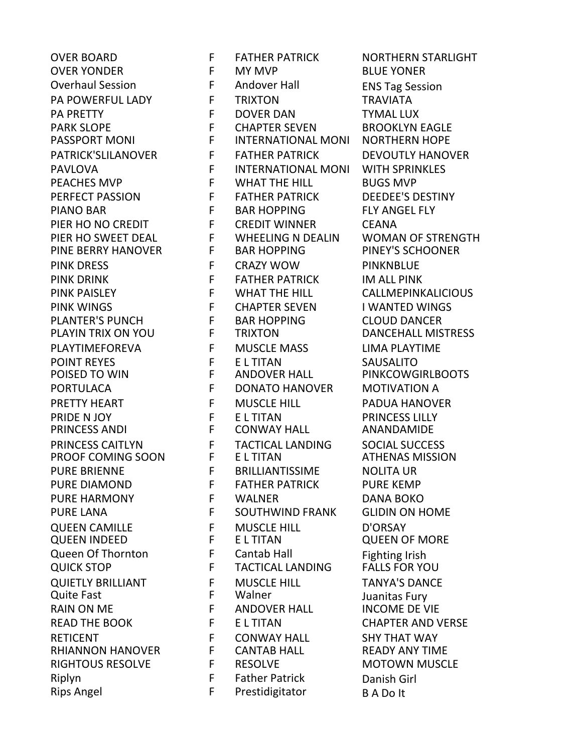| | | | |
|---|---|---|---|
| OVER BOARD | F | FATHER PATRICK | NORTHERN STARLIGHT |
| OVER YONDER | F | MY MVP | BLUE YONER |
| Overhaul Session | F | Andover Hall | ENS Tag Session |
| PA POWERFUL LADY | F | TRIXTON | TRAVIATA |
| PA PRETTY | F | DOVER DAN | TYMAL LUX |
| PARK SLOPE | F | CHAPTER SEVEN | BROOKLYN EAGLE |
| PASSPORT MONI | F | INTERNATIONAL MONI | NORTHERN HOPE |
| PATRICK'SLILANOVER | F | FATHER PATRICK | DEVOUTLY HANOVER |
| PAVLOVA | F | INTERNATIONAL MONI | WITH SPRINKLES |
| PEACHES MVP | F | WHAT THE HILL | BUGS MVP |
| PERFECT PASSION | F | FATHER PATRICK | DEEDEE'S DESTINY |
| PIANO BAR | F | BAR HOPPING | FLY ANGEL FLY |
| PIER HO NO CREDIT | F | CREDIT WINNER | CEANA |
| PIER HO SWEET DEAL | F | WHEELING N DEALIN | WOMAN OF STRENGTH |
| PINE BERRY HANOVER | F | BAR HOPPING | PINEY'S SCHOONER |
| PINK DRESS | F | CRAZY WOW | PINKNBLUE |
| PINK DRINK | F | FATHER PATRICK | IM ALL PINK |
| PINK PAISLEY | F | WHAT THE HILL | CALLMEPINKALICIOUS |
| PINK WINGS | F | CHAPTER SEVEN | I WANTED WINGS |
| PLANTER'S PUNCH | F | BAR HOPPING | CLOUD DANCER |
| PLAYIN TRIX ON YOU | F | TRIXTON | DANCEHALL MISTRESS |
| PLAYTIMEFOREVA | F | MUSCLE MASS | LIMA PLAYTIME |
| POINT REYES | F | E L TITAN | SAUSALITO |
| POISED TO WIN | F | ANDOVER HALL | PINKCOWGIRLBOOTS |
| PORTULACA | F | DONATO HANOVER | MOTIVATION A |
| PRETTY HEART | F | MUSCLE HILL | PADUA HANOVER |
| PRIDE N JOY | F | E L TITAN | PRINCESS LILLY |
| PRINCESS ANDI | F | CONWAY HALL | ANANDAMIDE |
| PRINCESS CAITLYN | F | TACTICAL LANDING | SOCIAL SUCCESS |
| PROOF COMING SOON | F | E L TITAN | ATHENAS MISSION |
| PURE BRIENNE | F | BRILLIANTISSIME | NOLITA UR |
| PURE DIAMOND | F | FATHER PATRICK | PURE KEMP |
| PURE HARMONY | F | WALNER | DANA BOKO |
| PURE LANA | F | SOUTHWIND FRANK | GLIDIN ON HOME |
| QUEEN CAMILLE | F | MUSCLE HILL | D'ORSAY |
| QUEEN INDEED | F | E L TITAN | QUEEN OF MORE |
| Queen Of Thornton | F | Cantab Hall | Fighting Irish |
| QUICK STOP | F | TACTICAL LANDING | FALLS FOR YOU |
| QUIETLY BRILLIANT | F | MUSCLE HILL | TANYA'S DANCE |
| Quite Fast | F | Walner | Juanitas Fury |
| RAIN ON ME | F | ANDOVER HALL | INCOME DE VIE |
| READ THE BOOK | F | E L TITAN | CHAPTER AND VERSE |
| RETICENT | F | CONWAY HALL | SHY THAT WAY |
| RHIANNON HANOVER | F | CANTAB HALL | READY ANY TIME |
| RIGHTOUS RESOLVE | F | RESOLVE | MOTOWN MUSCLE |
| Riplyn | F | Father Patrick | Danish Girl |
| Rips Angel | F | Prestidigitator | B A Do It |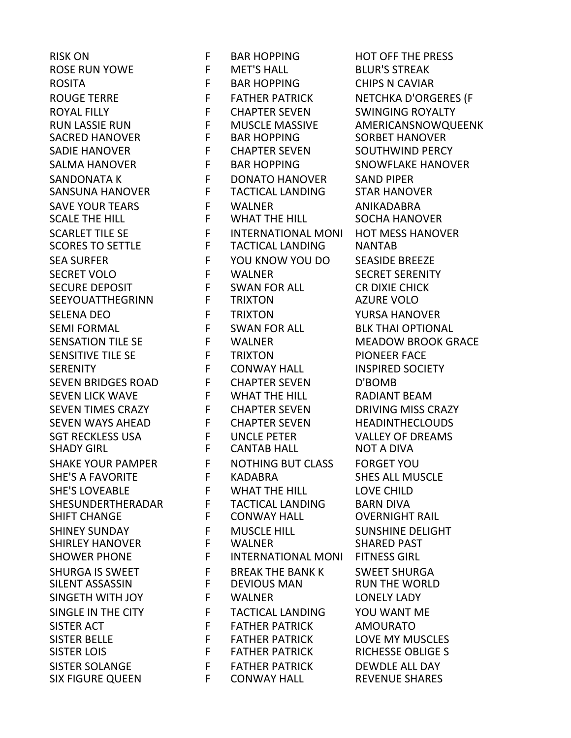| | | | |
|---|---|---|---|
| RISK ON | F | BAR HOPPING | HOT OFF THE PRESS |
| ROSE RUN YOWE | F | MET'S HALL | BLUR'S STREAK |
| ROSITA | F | BAR HOPPING | CHIPS N CAVIAR |
| ROUGE TERRE | F | FATHER PATRICK | NETCHKA D'ORGERES (F |
| ROYAL FILLY | F | CHAPTER SEVEN | SWINGING ROYALTY |
| RUN LASSIE RUN | F | MUSCLE MASSIVE | AMERICANSNOWQUEENK |
| SACRED HANOVER | F | BAR HOPPING | SORBET HANOVER |
| SADIE HANOVER | F | CHAPTER SEVEN | SOUTHWIND PERCY |
| SALMA HANOVER | F | BAR HOPPING | SNOWFLAKE HANOVER |
| SANDONATA K | F | DONATO HANOVER | SAND PIPER |
| SANSUNA HANOVER | F | TACTICAL LANDING | STAR HANOVER |
| SAVE YOUR TEARS | F | WALNER | ANIKADABRA |
| SCALE THE HILL | F | WHAT THE HILL | SOCHA HANOVER |
| SCARLET TILE SE | F | INTERNATIONAL MONI | HOT MESS HANOVER |
| SCORES TO SETTLE | F | TACTICAL LANDING | NANTAB |
| SEA SURFER | F | YOU KNOW YOU DO | SEASIDE BREEZE |
| SECRET VOLO | F | WALNER | SECRET SERENITY |
| SECURE DEPOSIT | F | SWAN FOR ALL | CR DIXIE CHICK |
| SEEYOUATTHEGRINN | F | TRIXTON | AZURE VOLO |
| SELENA DEO | F | TRIXTON | YURSA HANOVER |
| SEMI FORMAL | F | SWAN FOR ALL | BLK THAI OPTIONAL |
| SENSATION TILE SE | F | WALNER | MEADOW BROOK GRACE |
| SENSITIVE TILE SE | F | TRIXTON | PIONEER FACE |
| SERENITY | F | CONWAY HALL | INSPIRED SOCIETY |
| SEVEN BRIDGES ROAD | F | CHAPTER SEVEN | D'BOMB |
| SEVEN LICK WAVE | F | WHAT THE HILL | RADIANT BEAM |
| SEVEN TIMES CRAZY | F | CHAPTER SEVEN | DRIVING MISS CRAZY |
| SEVEN WAYS AHEAD | F | CHAPTER SEVEN | HEADINTHECLOUDS |
| SGT RECKLESS USA | F | UNCLE PETER | VALLEY OF DREAMS |
| SHADY GIRL | F | CANTAB HALL | NOT A DIVA |
| SHAKE YOUR PAMPER | F | NOTHING BUT CLASS | FORGET YOU |
| SHE'S A FAVORITE | F | KADABRA | SHES ALL MUSCLE |
| SHE'S LOVEABLE | F | WHAT THE HILL | LOVE CHILD |
| SHESUNDERTHERADAR | F | TACTICAL LANDING | BARN DIVA |
| SHIFT CHANGE | F | CONWAY HALL | OVERNIGHT RAIL |
| SHINEY SUNDAY | F | MUSCLE HILL | SUNSHINE DELIGHT |
| SHIRLEY HANOVER | F | WALNER | SHARED PAST |
| SHOWER PHONE | F | INTERNATIONAL MONI | FITNESS GIRL |
| SHURGA IS SWEET | F | BREAK THE BANK K | SWEET SHURGA |
| SILENT ASSASSIN | F | DEVIOUS MAN | RUN THE WORLD |
| SINGETH WITH JOY | F | WALNER | LONELY LADY |
| SINGLE IN THE CITY | F | TACTICAL LANDING | YOU WANT ME |
| SISTER ACT | F | FATHER PATRICK | AMOURATO |
| SISTER BELLE | F | FATHER PATRICK | LOVE MY MUSCLES |
| SISTER LOIS | F | FATHER PATRICK | RICHESSE OBLIGE S |
| SISTER SOLANGE | F | FATHER PATRICK | DEWDLE ALL DAY |
| SIX FIGURE QUEEN | F | CONWAY HALL | REVENUE SHARES |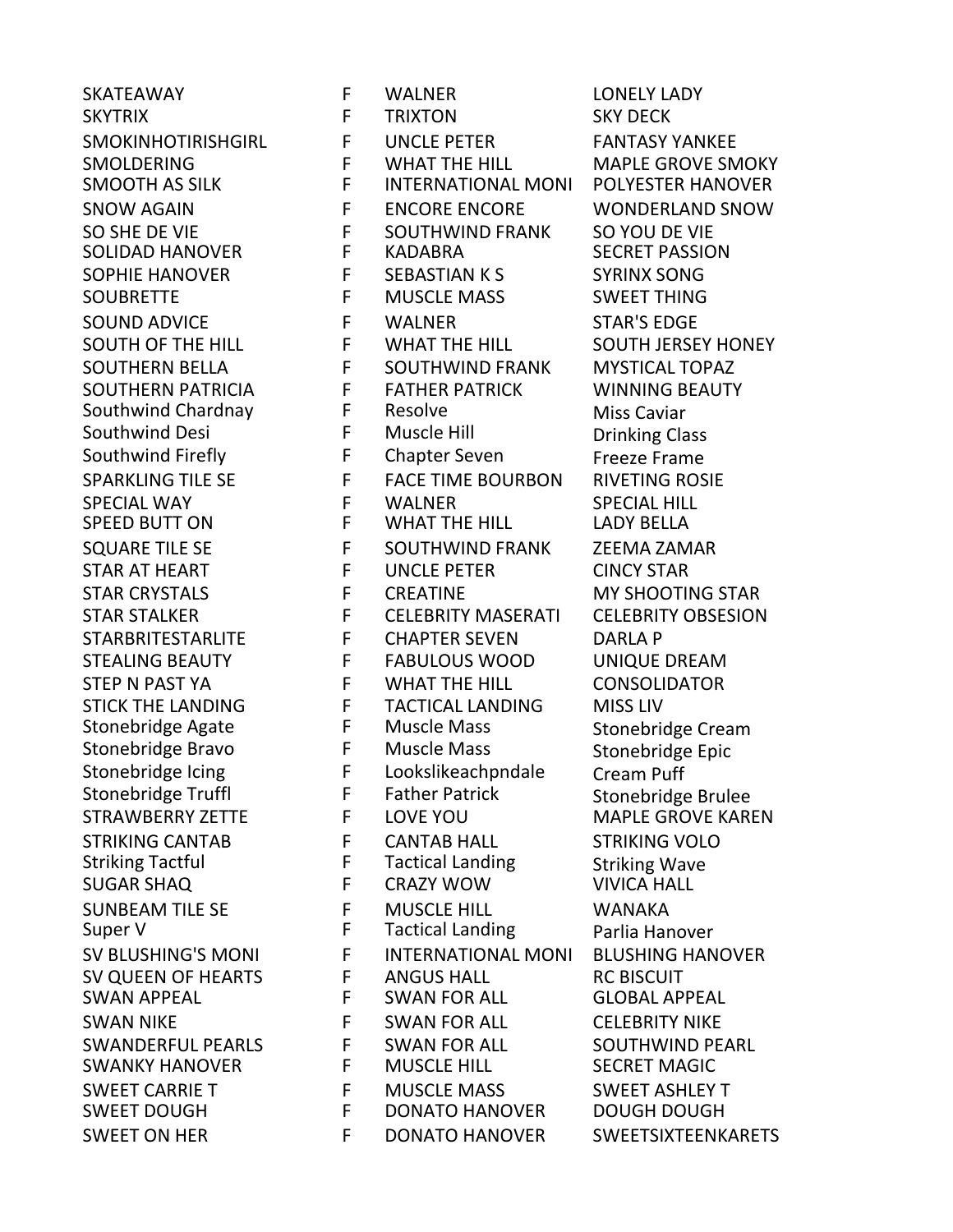| | | | |
|---|---|---|---|
| SKATEAWAY | F | WALNER | LONELY LADY |
| SKYTRIX | F | TRIXTON | SKY DECK |
| SMOKINHOTIRISHGIRL | F | UNCLE PETER | FANTASY YANKEE |
| SMOLDERING | F | WHAT THE HILL | MAPLE GROVE SMOKY |
| SMOOTH AS SILK | F | INTERNATIONAL MONI | POLYESTER HANOVER |
| SNOW AGAIN | F | ENCORE ENCORE | WONDERLAND SNOW |
| SO SHE DE VIE | F | SOUTHWIND FRANK | SO YOU DE VIE |
| SOLIDAD HANOVER | F | KADABRA | SECRET PASSION |
| SOPHIE HANOVER | F | SEBASTIAN K S | SYRINX SONG |
| SOUBRETTE | F | MUSCLE MASS | SWEET THING |
| SOUND ADVICE | F | WALNER | STAR'S EDGE |
| SOUTH OF THE HILL | F | WHAT THE HILL | SOUTH JERSEY HONEY |
| SOUTHERN BELLA | F | SOUTHWIND FRANK | MYSTICAL TOPAZ |
| SOUTHERN PATRICIA | F | FATHER PATRICK | WINNING BEAUTY |
| Southwind Chardnay | F | Resolve | Miss Caviar |
| Southwind Desi | F | Muscle Hill | Drinking Class |
| Southwind Firefly | F | Chapter Seven | Freeze Frame |
| SPARKLING TILE SE | F | FACE TIME BOURBON | RIVETING ROSIE |
| SPECIAL WAY | F | WALNER | SPECIAL HILL |
| SPEED BUTT ON | F | WHAT THE HILL | LADY BELLA |
| SQUARE TILE SE | F | SOUTHWIND FRANK | ZEEMA ZAMAR |
| STAR AT HEART | F | UNCLE PETER | CINCY STAR |
| STAR CRYSTALS | F | CREATINE | MY SHOOTING STAR |
| STAR STALKER | F | CELEBRITY MASERATI | CELEBRITY OBSESION |
| STARBRITESTARLITE | F | CHAPTER SEVEN | DARLA P |
| STEALING BEAUTY | F | FABULOUS WOOD | UNIQUE DREAM |
| STEP N PAST YA | F | WHAT THE HILL | CONSOLIDATOR |
| STICK THE LANDING | F | TACTICAL LANDING | MISS LIV |
| Stonebridge Agate | F | Muscle Mass | Stonebridge Cream |
| Stonebridge Bravo | F | Muscle Mass | Stonebridge Epic |
| Stonebridge Icing | F | Lookslikeachpndale | Cream Puff |
| Stonebridge Truffl | F | Father Patrick | Stonebridge Brulee |
| STRAWBERRY ZETTE | F | LOVE YOU | MAPLE GROVE KAREN |
| STRIKING CANTAB | F | CANTAB HALL | STRIKING VOLO |
| Striking Tactful | F | Tactical Landing | Striking Wave |
| SUGAR SHAQ | F | CRAZY WOW | VIVICA HALL |
| SUNBEAM TILE SE | F | MUSCLE HILL | WANAKA |
| Super V | F | Tactical Landing | Parlia Hanover |
| SV BLUSHING'S MONI | F | INTERNATIONAL MONI | BLUSHING HANOVER |
| SV QUEEN OF HEARTS | F | ANGUS HALL | RC BISCUIT |
| SWAN APPEAL | F | SWAN FOR ALL | GLOBAL APPEAL |
| SWAN NIKE | F | SWAN FOR ALL | CELEBRITY NIKE |
| SWANDERFUL PEARLS | F | SWAN FOR ALL | SOUTHWIND PEARL |
| SWANKY HANOVER | F | MUSCLE HILL | SECRET MAGIC |
| SWEET CARRIE T | F | MUSCLE MASS | SWEET ASHLEY T |
| SWEET DOUGH | F | DONATO HANOVER | DOUGH DOUGH |
| SWEET ON HER | F | DONATO HANOVER | SWEETSIXTEENKARETS |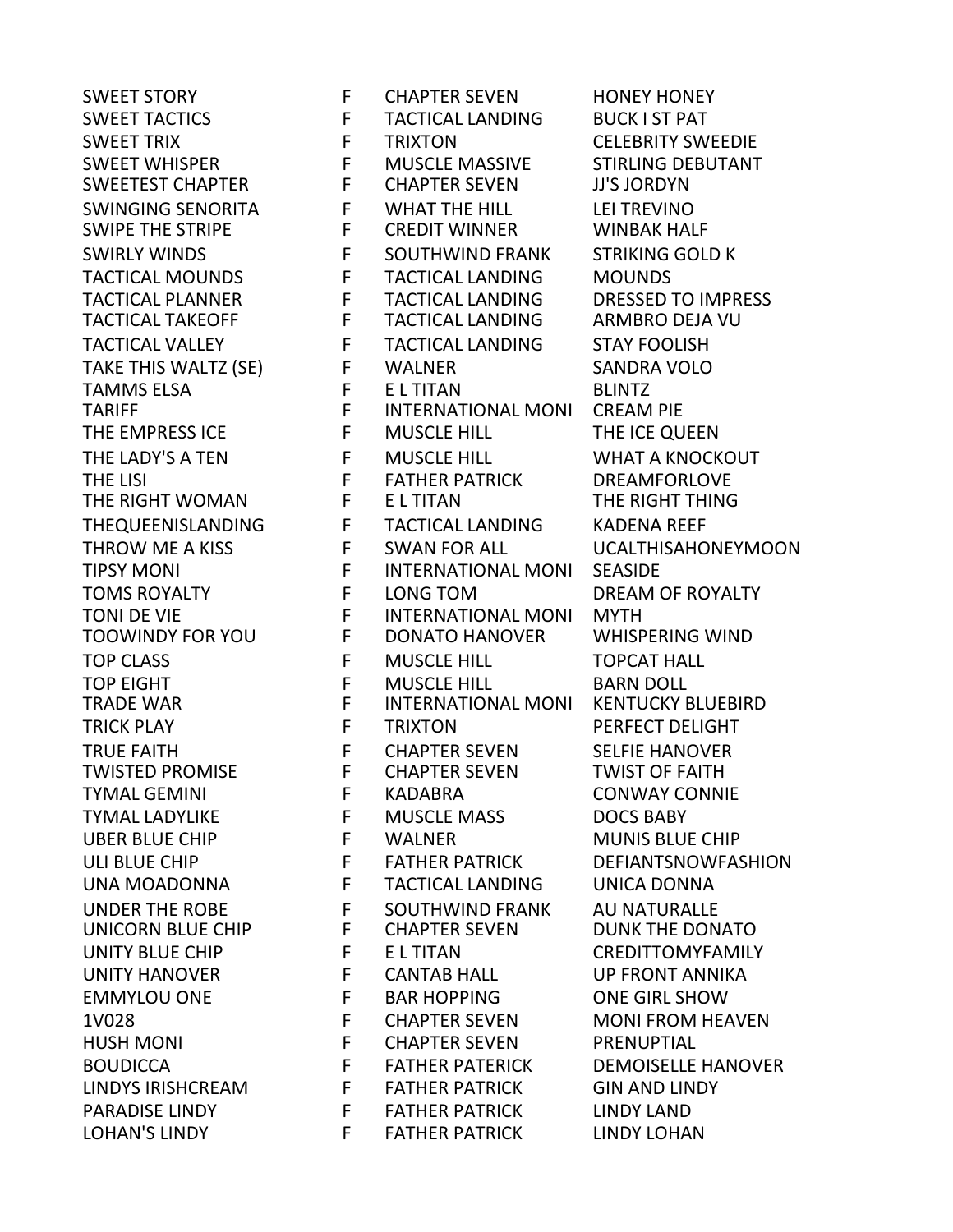| | | | |
|---|---|---|---|
| SWEET STORY | F | CHAPTER SEVEN | HONEY HONEY |
| SWEET TACTICS | F | TACTICAL LANDING | BUCK I ST PAT |
| SWEET TRIX | F | TRIXTON | CELEBRITY SWEEDIE |
| SWEET WHISPER | F | MUSCLE MASSIVE | STIRLING DEBUTANT |
| SWEETEST CHAPTER | F | CHAPTER SEVEN | JJ'S JORDYN |
| SWINGING SENORITA | F | WHAT THE HILL | LEI TREVINO |
| SWIPE THE STRIPE | F | CREDIT WINNER | WINBAK HALF |
| SWIRLY WINDS | F | SOUTHWIND FRANK | STRIKING GOLD K |
| TACTICAL MOUNDS | F | TACTICAL LANDING | MOUNDS |
| TACTICAL PLANNER | F | TACTICAL LANDING | DRESSED TO IMPRESS |
| TACTICAL TAKEOFF | F | TACTICAL LANDING | ARMBRO DEJA VU |
| TACTICAL VALLEY | F | TACTICAL LANDING | STAY FOOLISH |
| TAKE THIS WALTZ (SE) | F | WALNER | SANDRA VOLO |
| TAMMS ELSA | F | E L TITAN | BLINTZ |
| TARIFF | F | INTERNATIONAL MONI | CREAM PIE |
| THE EMPRESS ICE | F | MUSCLE HILL | THE ICE QUEEN |
| THE LADY'S A TEN | F | MUSCLE HILL | WHAT A KNOCKOUT |
| THE LISI | F | FATHER PATRICK | DREAMFORLOVE |
| THE RIGHT WOMAN | F | E L TITAN | THE RIGHT THING |
| THEQUEENISLANDING | F | TACTICAL LANDING | KADENA REEF |
| THROW ME A KISS | F | SWAN FOR ALL | UCALTHISAHONEYMOON |
| TIPSY MONI | F | INTERNATIONAL MONI | SEASIDE |
| TOMS ROYALTY | F | LONG TOM | DREAM OF ROYALTY |
| TONI DE VIE | F | INTERNATIONAL MONI | MYTH |
| TOOWINDY FOR YOU | F | DONATO HANOVER | WHISPERING WIND |
| TOP CLASS | F | MUSCLE HILL | TOPCAT HALL |
| TOP EIGHT | F | MUSCLE HILL | BARN DOLL |
| TRADE WAR | F | INTERNATIONAL MONI | KENTUCKY BLUEBIRD |
| TRICK PLAY | F | TRIXTON | PERFECT DELIGHT |
| TRUE FAITH | F | CHAPTER SEVEN | SELFIE HANOVER |
| TWISTED PROMISE | F | CHAPTER SEVEN | TWIST OF FAITH |
| TYMAL GEMINI | F | KADABRA | CONWAY CONNIE |
| TYMAL LADYLIKE | F | MUSCLE MASS | DOCS BABY |
| UBER BLUE CHIP | F | WALNER | MUNIS BLUE CHIP |
| ULI BLUE CHIP | F | FATHER PATRICK | DEFIANTSNOWFASHION |
| UNA MOADONNA | F | TACTICAL LANDING | UNICA DONNA |
| UNDER THE ROBE | F | SOUTHWIND FRANK | AU NATURALLE |
| UNICORN BLUE CHIP | F | CHAPTER SEVEN | DUNK THE DONATO |
| UNITY BLUE CHIP | F | E L TITAN | CREDITTOMYFAMILY |
| UNITY HANOVER | F | CANTAB HALL | UP FRONT ANNIKA |
| EMMYLOU ONE | F | BAR HOPPING | ONE GIRL SHOW |
| 1V028 | F | CHAPTER SEVEN | MONI FROM HEAVEN |
| HUSH MONI | F | CHAPTER SEVEN | PRENUPTIAL |
| BOUDICCA | F | FATHER PATERICK | DEMOISELLE HANOVER |
| LINDYS IRISHCREAM | F | FATHER PATRICK | GIN AND LINDY |
| PARADISE LINDY | F | FATHER PATRICK | LINDY LAND |
| LOHAN'S LINDY | F | FATHER PATRICK | LINDY LOHAN |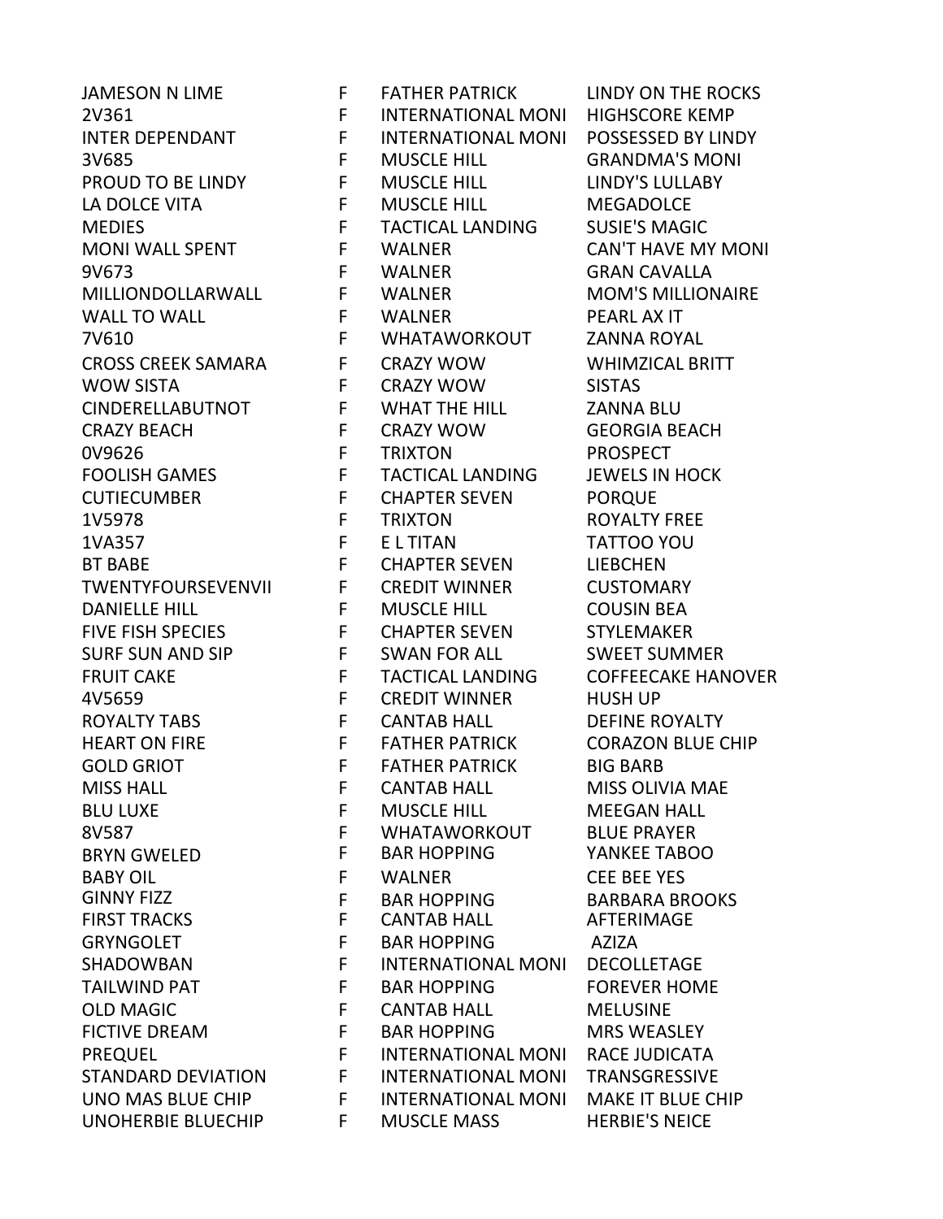| | | | |
|---|---|---|---|
| JAMESON N LIME | F | FATHER PATRICK | LINDY ON THE ROCKS |
| 2V361 | F | INTERNATIONAL MONI | HIGHSCORE KEMP |
| INTER DEPENDANT | F | INTERNATIONAL MONI | POSSESSED BY LINDY |
| 3V685 | F | MUSCLE HILL | GRANDMA'S MONI |
| PROUD TO BE LINDY | F | MUSCLE HILL | LINDY'S LULLABY |
| LA DOLCE VITA | F | MUSCLE HILL | MEGADOLCE |
| MEDIES | F | TACTICAL LANDING | SUSIE'S MAGIC |
| MONI WALL SPENT | F | WALNER | CAN'T HAVE MY MONI |
| 9V673 | F | WALNER | GRAN CAVALLA |
| MILLIONDOLLARWALL | F | WALNER | MOM'S MILLIONAIRE |
| WALL TO WALL | F | WALNER | PEARL AX IT |
| 7V610 | F | WHATAWORKOUT | ZANNA ROYAL |
| CROSS CREEK SAMARA | F | CRAZY WOW | WHIMZICAL BRITT |
| WOW SISTA | F | CRAZY WOW | SISTAS |
| CINDERELLABUTNOT | F | WHAT THE HILL | ZANNA BLU |
| CRAZY BEACH | F | CRAZY WOW | GEORGIA BEACH |
| 0V9626 | F | TRIXTON | PROSPECT |
| FOOLISH GAMES | F | TACTICAL LANDING | JEWELS IN HOCK |
| CUTIECUMBER | F | CHAPTER SEVEN | PORQUE |
| 1V5978 | F | TRIXTON | ROYALTY FREE |
| 1VA357 | F | E L TITAN | TATTOO YOU |
| BT BABE | F | CHAPTER SEVEN | LIEBCHEN |
| TWENTYFOURSEVENVII | F | CREDIT WINNER | CUSTOMARY |
| DANIELLE HILL | F | MUSCLE HILL | COUSIN BEA |
| FIVE FISH SPECIES | F | CHAPTER SEVEN | STYLEMAKER |
| SURF SUN AND SIP | F | SWAN FOR ALL | SWEET SUMMER |
| FRUIT CAKE | F | TACTICAL LANDING | COFFEECAKE HANOVER |
| 4V5659 | F | CREDIT WINNER | HUSH UP |
| ROYALTY TABS | F | CANTAB HALL | DEFINE ROYALTY |
| HEART ON FIRE | F | FATHER PATRICK | CORAZON BLUE CHIP |
| GOLD GRIOT | F | FATHER PATRICK | BIG BARB |
| MISS HALL | F | CANTAB HALL | MISS OLIVIA MAE |
| BLU LUXE | F | MUSCLE HILL | MEEGAN HALL |
| 8V587 | F | WHATAWORKOUT | BLUE PRAYER |
| BRYN GWELED | F | BAR HOPPING | YANKEE TABOO |
| BABY OIL | F | WALNER | CEE BEE YES |
| GINNY FIZZ | F | BAR HOPPING | BARBARA BROOKS |
| FIRST TRACKS | F | CANTAB HALL | AFTERIMAGE |
| GRYNGOLET | F | BAR HOPPING | AZIZA |
| SHADOWBAN | F | INTERNATIONAL MONI | DECOLLETAGE |
| TAILWIND PAT | F | BAR HOPPING | FOREVER HOME |
| OLD MAGIC | F | CANTAB HALL | MELUSINE |
| FICTIVE DREAM | F | BAR HOPPING | MRS WEASLEY |
| PREQUEL | F | INTERNATIONAL MONI | RACE JUDICATA |
| STANDARD DEVIATION | F | INTERNATIONAL MONI | TRANSGRESSIVE |
| UNO MAS BLUE CHIP | F | INTERNATIONAL MONI | MAKE IT BLUE CHIP |
| UNOHERBIE BLUECHIP | F | MUSCLE MASS | HERBIE'S NEICE |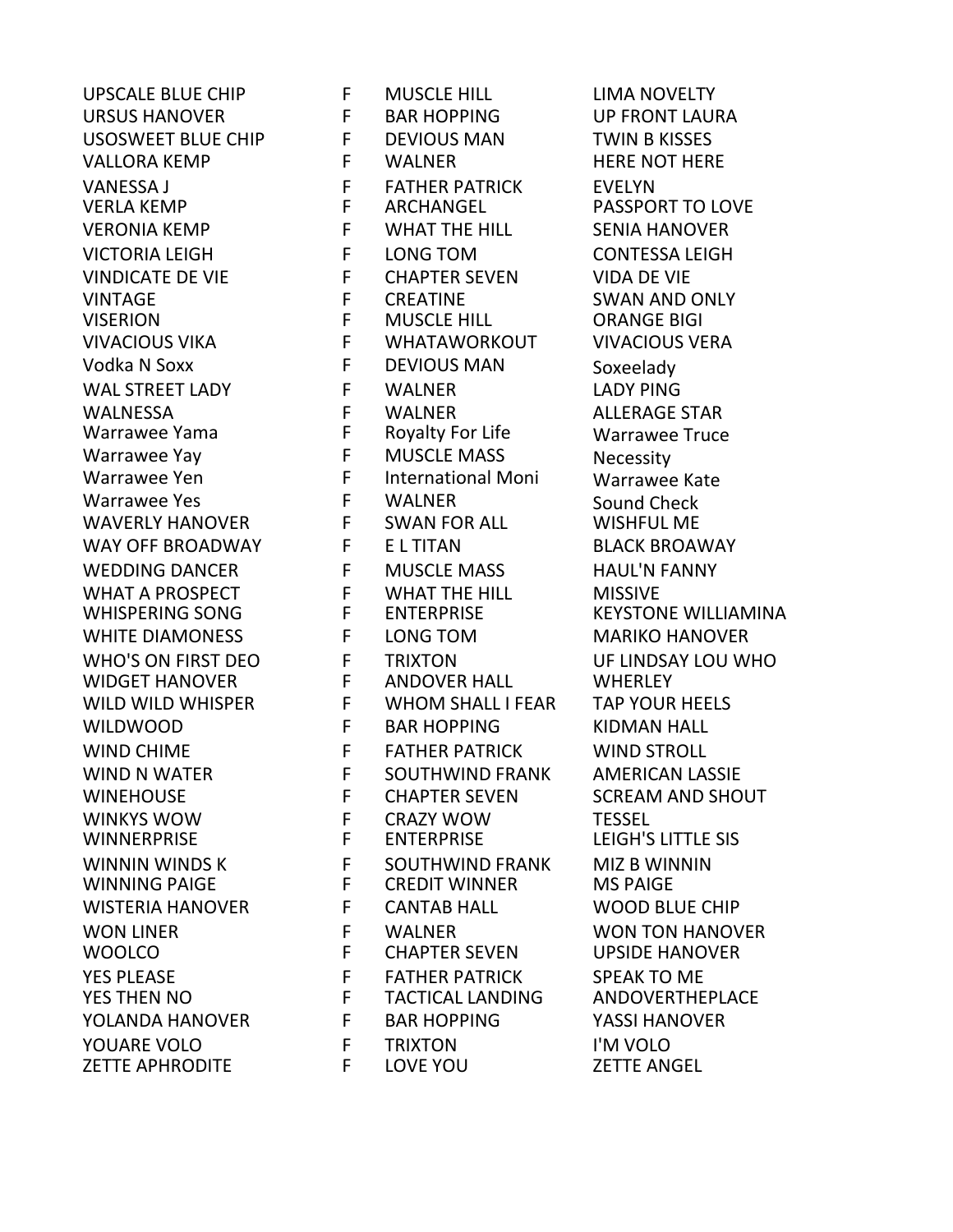| | | | |
|---|---|---|---|
| UPSCALE BLUE CHIP | F | MUSCLE HILL | LIMA NOVELTY |
| URSUS HANOVER | F | BAR HOPPING | UP FRONT LAURA |
| USOSWEET BLUE CHIP | F | DEVIOUS MAN | TWIN B KISSES |
| VALLORA KEMP | F | WALNER | HERE NOT HERE |
| VANESSA J | F | FATHER PATRICK | EVELYN |
| VERLA KEMP | F | ARCHANGEL | PASSPORT TO LOVE |
| VERONIA KEMP | F | WHAT THE HILL | SENIA HANOVER |
| VICTORIA LEIGH | F | LONG TOM | CONTESSA LEIGH |
| VINDICATE DE VIE | F | CHAPTER SEVEN | VIDA DE VIE |
| VINTAGE | F | CREATINE | SWAN AND ONLY |
| VISERION | F | MUSCLE HILL | ORANGE BIGI |
| VIVACIOUS VIKA | F | WHATAWORKOUT | VIVACIOUS VERA |
| Vodka N Soxx | F | DEVIOUS MAN | Soxeelady |
| WAL STREET LADY | F | WALNER | LADY PING |
| WALNESSA | F | WALNER | ALLERAGE STAR |
| Warrawee Yama | F | Royalty For Life | Warrawee Truce |
| Warrawee Yay | F | MUSCLE MASS | Necessity |
| Warrawee Yen | F | International Moni | Warrawee Kate |
| Warrawee Yes | F | WALNER | Sound Check |
| WAVERLY HANOVER | F | SWAN FOR ALL | WISHFUL ME |
| WAY OFF BROADWAY | F | E L TITAN | BLACK BROAWAY |
| WEDDING DANCER | F | MUSCLE MASS | HAUL'N FANNY |
| WHAT A PROSPECT | F | WHAT THE HILL | MISSIVE |
| WHISPERING SONG | F | ENTERPRISE | KEYSTONE WILLIAMINA |
| WHITE DIAMONESS | F | LONG TOM | MARIKO HANOVER |
| WHO'S ON FIRST DEO | F | TRIXTON | UF LINDSAY LOU WHO |
| WIDGET HANOVER | F | ANDOVER HALL | WHERLEY |
| WILD WILD WHISPER | F | WHOM SHALL I FEAR | TAP YOUR HEELS |
| WILDWOOD | F | BAR HOPPING | KIDMAN HALL |
| WIND CHIME | F | FATHER PATRICK | WIND STROLL |
| WIND N WATER | F | SOUTHWIND FRANK | AMERICAN LASSIE |
| WINEHOUSE | F | CHAPTER SEVEN | SCREAM AND SHOUT |
| WINKYS WOW | F | CRAZY WOW | TESSEL |
| WINNERPRISE | F | ENTERPRISE | LEIGH'S LITTLE SIS |
| WINNIN WINDS K | F | SOUTHWIND FRANK | MIZ B WINNIN |
| WINNING PAIGE | F | CREDIT WINNER | MS PAIGE |
| WISTERIA HANOVER | F | CANTAB HALL | WOOD BLUE CHIP |
| WON LINER | F | WALNER | WON TON HANOVER |
| WOOLCO | F | CHAPTER SEVEN | UPSIDE HANOVER |
| YES PLEASE | F | FATHER PATRICK | SPEAK TO ME |
| YES THEN NO | F | TACTICAL LANDING | ANDOVERTHEPLACE |
| YOLANDA HANOVER | F | BAR HOPPING | YASSI HANOVER |
| YOUARE VOLO | F | TRIXTON | I'M VOLO |
| ZETTE APHRODITE | F | LOVE YOU | ZETTE ANGEL |